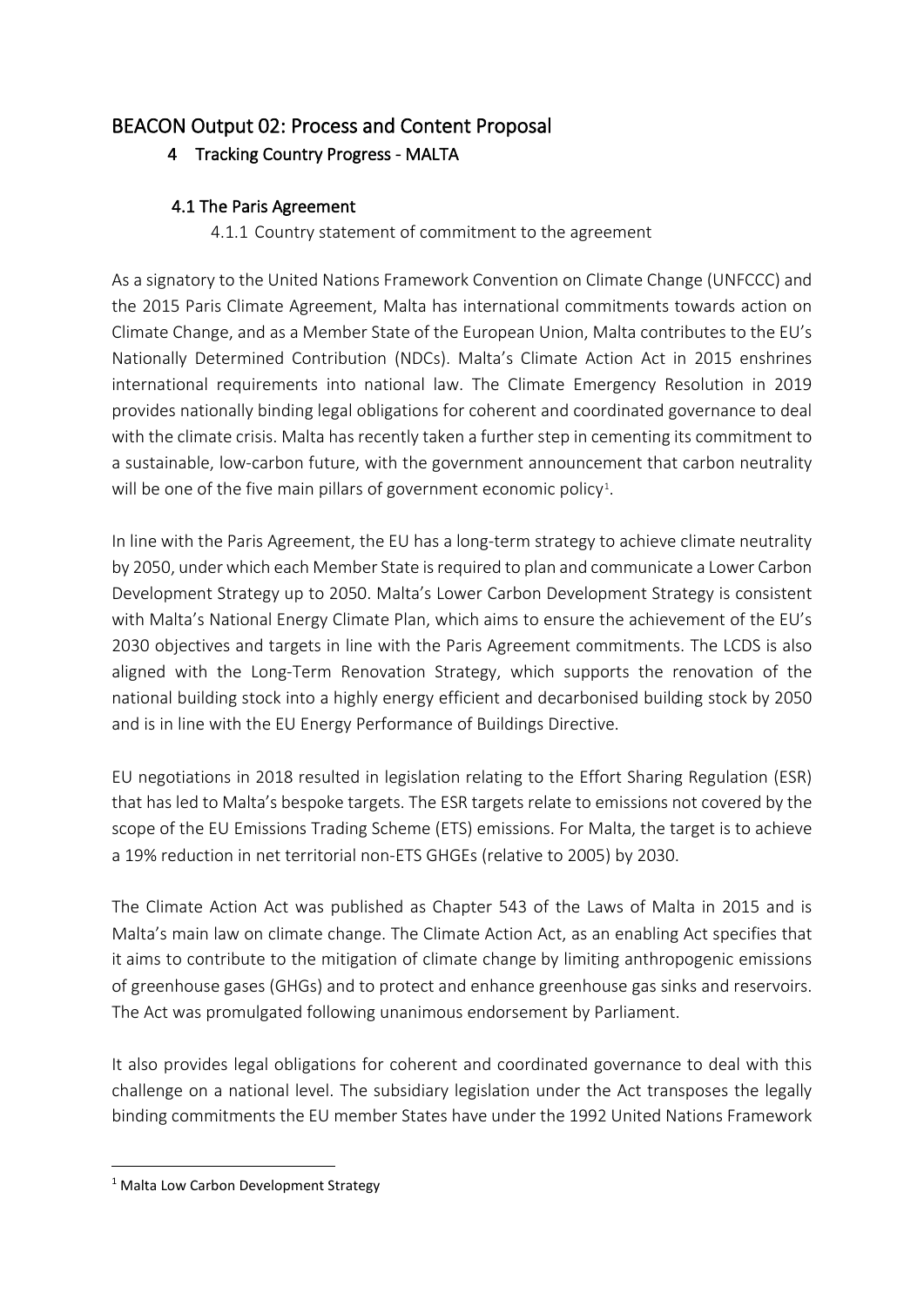# BEACON Output 02: Process and Content Proposal

## 4 Tracking Country Progress - MALTA

### 4.1 The Paris Agreement

#### 4.1.1 Country statement of commitment to the agreement

As a signatory to the United Nations Framework Convention on Climate Change (UNFCCC) and the 2015 Paris Climate Agreement, Malta has international commitments towards action on Climate Change, and as a Member State of the European Union, Malta contributes to the EU's Nationally Determined Contribution (NDCs). Malta's Climate Action Act in 2015 enshrines international requirements into national law. The Climate Emergency Resolution in 2019 provides nationally binding legal obligations for coherent and coordinated governance to deal with the climate crisis. Malta has recently taken a further step in cementing its commitment to a sustainable, low-carbon future, with the government announcement that carbon neutrality will be one of the five main pillars of government economic policy[1].

In line with the Paris Agreement, the EU has a long-term strategy to achieve climate neutrality by 2050, under which each Member State is required to plan and communicate a Lower Carbon Development Strategy up to 2050. Malta's Lower Carbon Development Strategy is consistent with Malta's National Energy Climate Plan, which aims to ensure the achievement of the EU's 2030 objectives and targets in line with the Paris Agreement commitments. The LCDS is also aligned with the Long-Term Renovation Strategy, which supports the renovation of the national building stock into a highly energy efficient and decarbonised building stock by 2050 and is in line with the EU Energy Performance of Buildings Directive.

EU negotiations in 2018 resulted in legislation relating to the Effort Sharing Regulation (ESR) that has led to Malta's bespoke targets. The ESR targets relate to emissions not covered by the scope of the EU Emissions Trading Scheme (ETS) emissions. For Malta, the target is to achieve a 19% reduction in net territorial non-ETS GHGEs (relative to 2005) by 2030.

The Climate Action Act was published as Chapter 543 of the Laws of Malta in 2015 and is Malta's main law on climate change. The Climate Action Act, as an enabling Act specifies that it aims to contribute to the mitigation of climate change by limiting anthropogenic emissions of greenhouse gases (GHGs) and to protect and enhance greenhouse gas sinks and reservoirs. The Act was promulgated following unanimous endorsement by Parliament.

It also provides legal obligations for coherent and coordinated governance to deal with this challenge on a national level. The subsidiary legislation under the Act transposes the legally binding commitments the EU member States have under the 1992 United Nations Framework

[1] Malta Low Carbon Development Strategy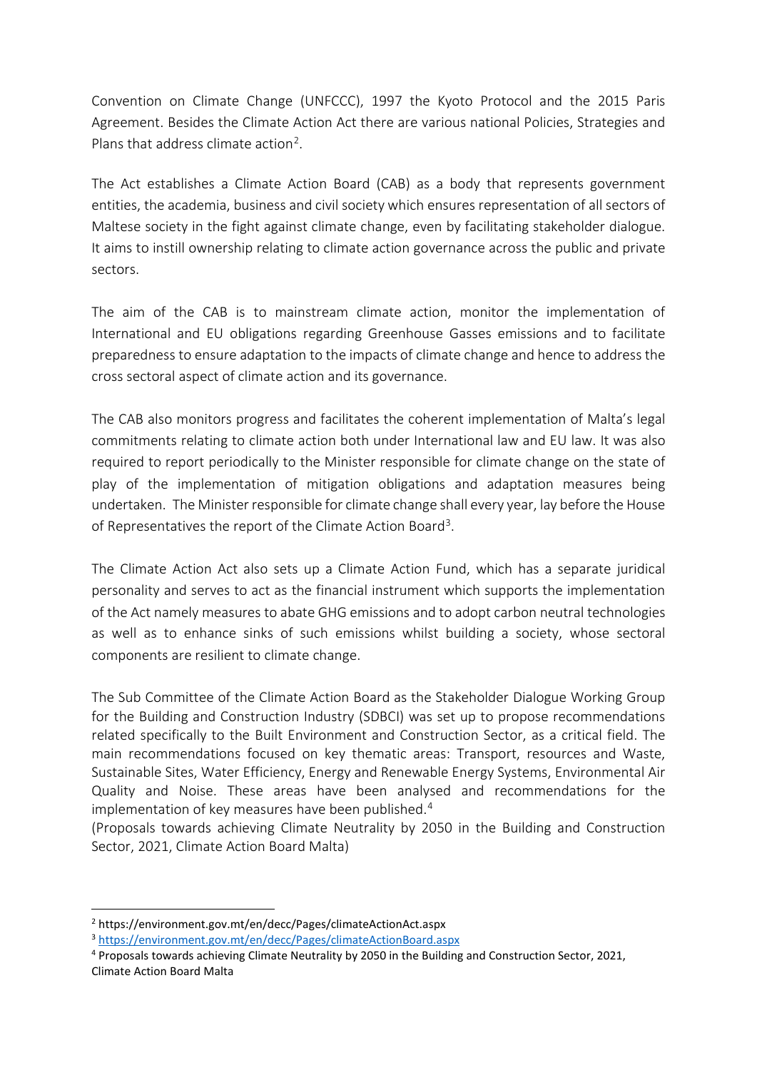Convention on Climate Change (UNFCCC), 1997 the Kyoto Protocol and the 2015 Paris Agreement. Besides the Climate Action Act there are various national Policies, Strategies and Plans that address climate action[2].

The Act establishes a Climate Action Board (CAB) as a body that represents government entities, the academia, business and civil society which ensures representation of all sectors of Maltese society in the fight against climate change, even by facilitating stakeholder dialogue. It aims to instill ownership relating to climate action governance across the public and private sectors.

The aim of the CAB is to mainstream climate action, monitor the implementation of International and EU obligations regarding Greenhouse Gasses emissions and to facilitate preparedness to ensure adaptation to the impacts of climate change and hence to address the cross sectoral aspect of climate action and its governance.

The CAB also monitors progress and facilitates the coherent implementation of Malta's legal commitments relating to climate action both under International law and EU law. It was also required to report periodically to the Minister responsible for climate change on the state of play of the implementation of mitigation obligations and adaptation measures being undertaken. The Minister responsible for climate change shall every year, lay before the House of Representatives the report of the Climate Action Board[3].

The Climate Action Act also sets up a Climate Action Fund, which has a separate juridical personality and serves to act as the financial instrument which supports the implementation of the Act namely measures to abate GHG emissions and to adopt carbon neutral technologies as well as to enhance sinks of such emissions whilst building a society, whose sectoral components are resilient to climate change.

The Sub Committee of the Climate Action Board as the Stakeholder Dialogue Working Group for the Building and Construction Industry (SDBCI) was set up to propose recommendations related specifically to the Built Environment and Construction Sector, as a critical field. The main recommendations focused on key thematic areas: Transport, resources and Waste, Sustainable Sites, Water Efficiency, Energy and Renewable Energy Systems, Environmental Air Quality and Noise. These areas have been analysed and recommendations for the implementation of key measures have been published.[4]
(Proposals towards achieving Climate Neutrality by 2050 in the Building and Construction Sector, 2021, Climate Action Board Malta)

[2] https://environment.gov.mt/en/decc/Pages/climateActionAct.aspx
[3] https://environment.gov.mt/en/decc/Pages/climateActionBoard.aspx
[4] Proposals towards achieving Climate Neutrality by 2050 in the Building and Construction Sector, 2021, Climate Action Board Malta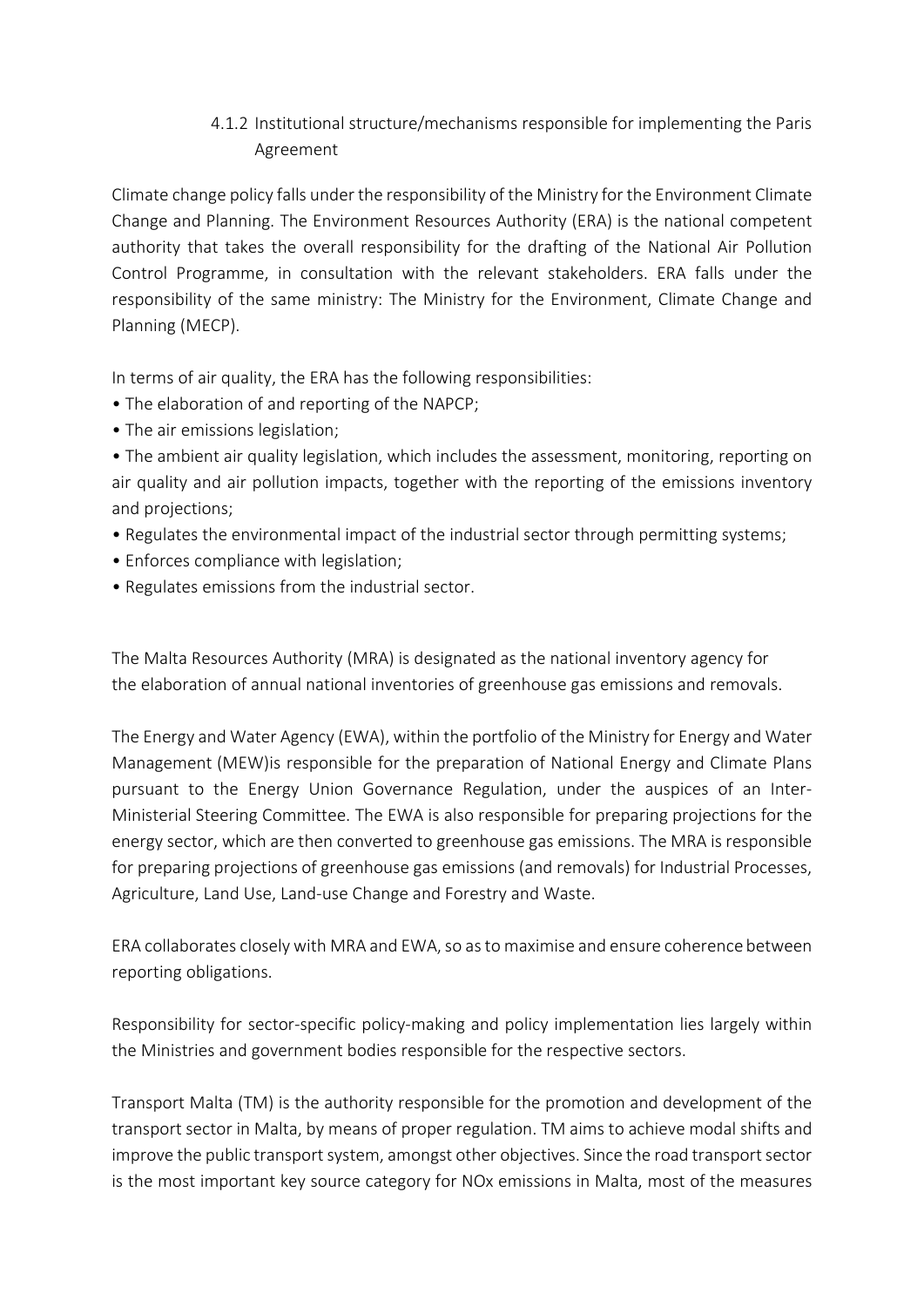### 4.1.2 Institutional structure/mechanisms responsible for implementing the Paris Agreement

Climate change policy falls under the responsibility of the Ministry for the Environment Climate Change and Planning. The Environment Resources Authority (ERA) is the national competent authority that takes the overall responsibility for the drafting of the National Air Pollution Control Programme, in consultation with the relevant stakeholders. ERA falls under the responsibility of the same ministry: The Ministry for the Environment, Climate Change and Planning (MECP).

In terms of air quality, the ERA has the following responsibilities:

- The elaboration of and reporting of the NAPCP;
- The air emissions legislation;
- The ambient air quality legislation, which includes the assessment, monitoring, reporting on air quality and air pollution impacts, together with the reporting of the emissions inventory and projections;
- Regulates the environmental impact of the industrial sector through permitting systems;
- Enforces compliance with legislation;
- Regulates emissions from the industrial sector.

The Malta Resources Authority (MRA) is designated as the national inventory agency for the elaboration of annual national inventories of greenhouse gas emissions and removals.

The Energy and Water Agency (EWA), within the portfolio of the Ministry for Energy and Water Management (MEW)is responsible for the preparation of National Energy and Climate Plans pursuant to the Energy Union Governance Regulation, under the auspices of an Inter-Ministerial Steering Committee. The EWA is also responsible for preparing projections for the energy sector, which are then converted to greenhouse gas emissions. The MRA is responsible for preparing projections of greenhouse gas emissions (and removals) for Industrial Processes, Agriculture, Land Use, Land-use Change and Forestry and Waste.

ERA collaborates closely with MRA and EWA, so as to maximise and ensure coherence between reporting obligations.

Responsibility for sector-specific policy-making and policy implementation lies largely within the Ministries and government bodies responsible for the respective sectors.

Transport Malta (TM) is the authority responsible for the promotion and development of the transport sector in Malta, by means of proper regulation. TM aims to achieve modal shifts and improve the public transport system, amongst other objectives. Since the road transport sector is the most important key source category for NOx emissions in Malta, most of the measures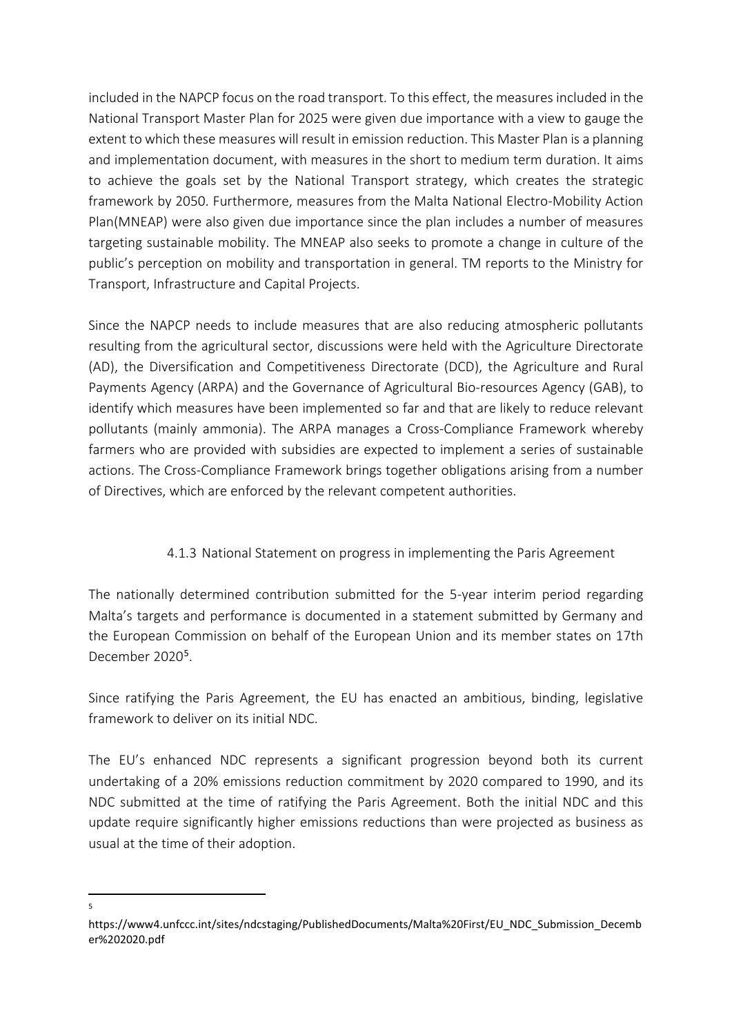included in the NAPCP focus on the road transport. To this effect, the measures included in the National Transport Master Plan for 2025 were given due importance with a view to gauge the extent to which these measures will result in emission reduction. This Master Plan is a planning and implementation document, with measures in the short to medium term duration. It aims to achieve the goals set by the National Transport strategy, which creates the strategic framework by 2050. Furthermore, measures from the Malta National Electro-Mobility Action Plan(MNEAP) were also given due importance since the plan includes a number of measures targeting sustainable mobility. The MNEAP also seeks to promote a change in culture of the public's perception on mobility and transportation in general. TM reports to the Ministry for Transport, Infrastructure and Capital Projects.

Since the NAPCP needs to include measures that are also reducing atmospheric pollutants resulting from the agricultural sector, discussions were held with the Agriculture Directorate (AD), the Diversification and Competitiveness Directorate (DCD), the Agriculture and Rural Payments Agency (ARPA) and the Governance of Agricultural Bio-resources Agency (GAB), to identify which measures have been implemented so far and that are likely to reduce relevant pollutants (mainly ammonia). The ARPA manages a Cross-Compliance Framework whereby farmers who are provided with subsidies are expected to implement a series of sustainable actions. The Cross-Compliance Framework brings together obligations arising from a number of Directives, which are enforced by the relevant competent authorities.

### 4.1.3 National Statement on progress in implementing the Paris Agreement

The nationally determined contribution submitted for the 5-year interim period regarding Malta's targets and performance is documented in a statement submitted by Germany and the European Commission on behalf of the European Union and its member states on 17th December 2020[5].

Since ratifying the Paris Agreement, the EU has enacted an ambitious, binding, legislative framework to deliver on its initial NDC.

The EU's enhanced NDC represents a significant progression beyond both its current undertaking of a 20% emissions reduction commitment by 2020 compared to 1990, and its NDC submitted at the time of ratifying the Paris Agreement. Both the initial NDC and this update require significantly higher emissions reductions than were projected as business as usual at the time of their adoption.

---

[5] https://www4.unfccc.int/sites/ndcstaging/PublishedDocuments/Malta%20First/EU_NDC_Submission_December%202020.pdf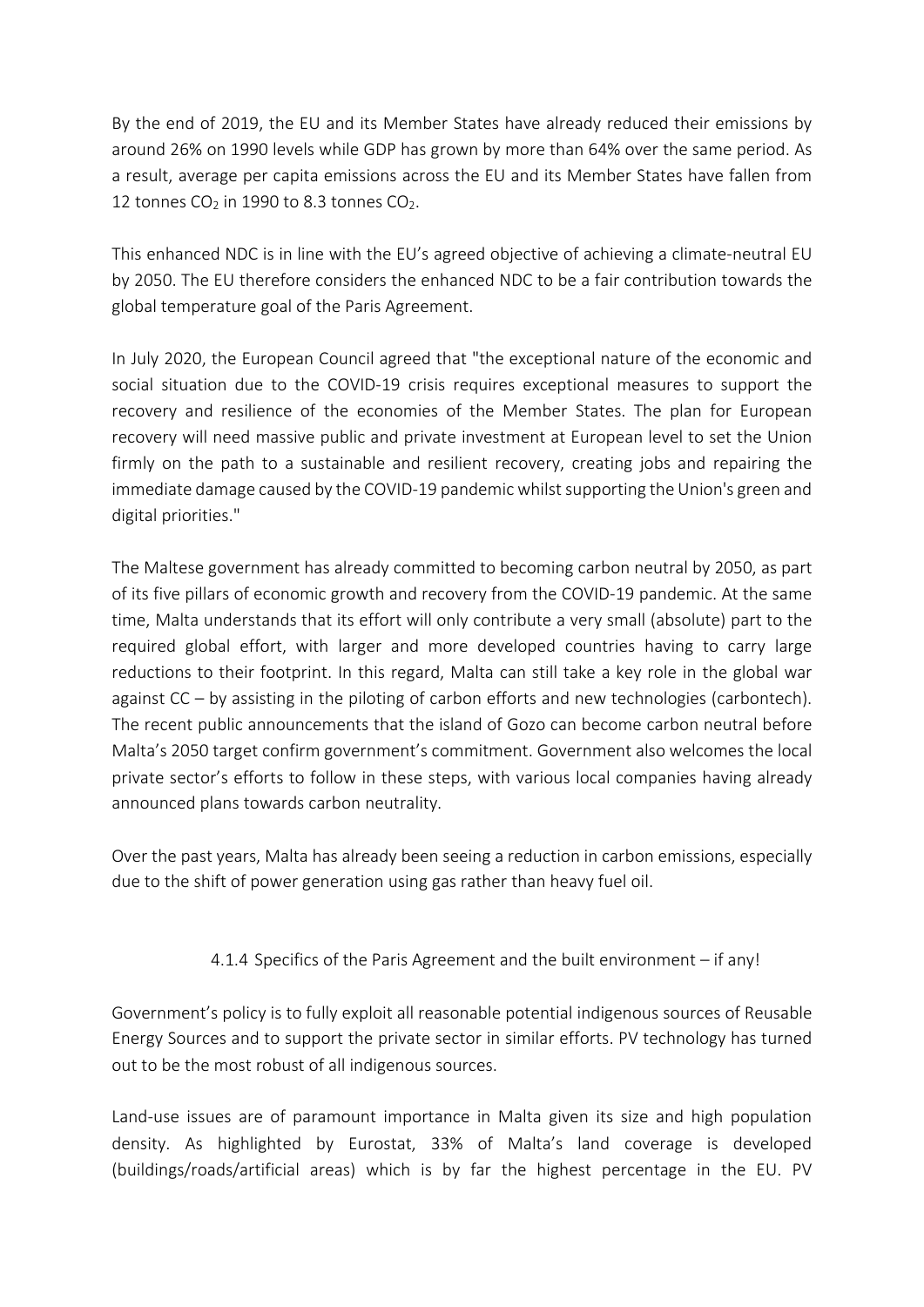By the end of 2019, the EU and its Member States have already reduced their emissions by around 26% on 1990 levels while GDP has grown by more than 64% over the same period. As a result, average per capita emissions across the EU and its Member States have fallen from 12 tonnes $CO_2$ in 1990 to 8.3 tonnes $CO_2$.

This enhanced NDC is in line with the EU's agreed objective of achieving a climate-neutral EU by 2050. The EU therefore considers the enhanced NDC to be a fair contribution towards the global temperature goal of the Paris Agreement.

In July 2020, the European Council agreed that "the exceptional nature of the economic and social situation due to the COVID-19 crisis requires exceptional measures to support the recovery and resilience of the economies of the Member States. The plan for European recovery will need massive public and private investment at European level to set the Union firmly on the path to a sustainable and resilient recovery, creating jobs and repairing the immediate damage caused by the COVID-19 pandemic whilst supporting the Union's green and digital priorities."

The Maltese government has already committed to becoming carbon neutral by 2050, as part of its five pillars of economic growth and recovery from the COVID-19 pandemic. At the same time, Malta understands that its effort will only contribute a very small (absolute) part to the required global effort, with larger and more developed countries having to carry large reductions to their footprint. In this regard, Malta can still take a key role in the global war against CC – by assisting in the piloting of carbon efforts and new technologies (carbontech). The recent public announcements that the island of Gozo can become carbon neutral before Malta's 2050 target confirm government's commitment. Government also welcomes the local private sector's efforts to follow in these steps, with various local companies having already announced plans towards carbon neutrality.

Over the past years, Malta has already been seeing a reduction in carbon emissions, especially due to the shift of power generation using gas rather than heavy fuel oil.

#### 4.1.4 Specifics of the Paris Agreement and the built environment – if any!

Government's policy is to fully exploit all reasonable potential indigenous sources of Reusable Energy Sources and to support the private sector in similar efforts. PV technology has turned out to be the most robust of all indigenous sources.

Land-use issues are of paramount importance in Malta given its size and high population density. As highlighted by Eurostat, 33% of Malta's land coverage is developed (buildings/roads/artificial areas) which is by far the highest percentage in the EU. PV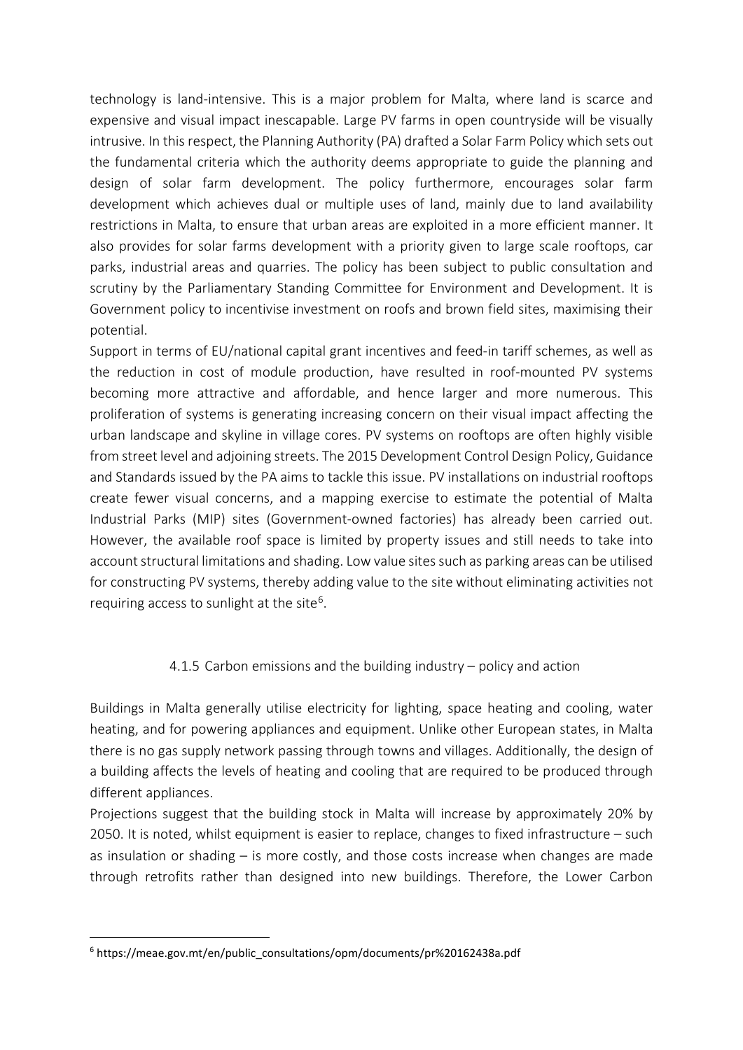technology is land-intensive. This is a major problem for Malta, where land is scarce and expensive and visual impact inescapable. Large PV farms in open countryside will be visually intrusive. In this respect, the Planning Authority (PA) drafted a Solar Farm Policy which sets out the fundamental criteria which the authority deems appropriate to guide the planning and design of solar farm development. The policy furthermore, encourages solar farm development which achieves dual or multiple uses of land, mainly due to land availability restrictions in Malta, to ensure that urban areas are exploited in a more efficient manner. It also provides for solar farms development with a priority given to large scale rooftops, car parks, industrial areas and quarries. The policy has been subject to public consultation and scrutiny by the Parliamentary Standing Committee for Environment and Development. It is Government policy to incentivise investment on roofs and brown field sites, maximising their potential.

Support in terms of EU/national capital grant incentives and feed-in tariff schemes, as well as the reduction in cost of module production, have resulted in roof-mounted PV systems becoming more attractive and affordable, and hence larger and more numerous. This proliferation of systems is generating increasing concern on their visual impact affecting the urban landscape and skyline in village cores. PV systems on rooftops are often highly visible from street level and adjoining streets. The 2015 Development Control Design Policy, Guidance and Standards issued by the PA aims to tackle this issue. PV installations on industrial rooftops create fewer visual concerns, and a mapping exercise to estimate the potential of Malta Industrial Parks (MIP) sites (Government-owned factories) has already been carried out. However, the available roof space is limited by property issues and still needs to take into account structural limitations and shading. Low value sites such as parking areas can be utilised for constructing PV systems, thereby adding value to the site without eliminating activities not requiring access to sunlight at the site[6].

### 4.1.5 Carbon emissions and the building industry – policy and action

Buildings in Malta generally utilise electricity for lighting, space heating and cooling, water heating, and for powering appliances and equipment. Unlike other European states, in Malta there is no gas supply network passing through towns and villages. Additionally, the design of a building affects the levels of heating and cooling that are required to be produced through different appliances.

Projections suggest that the building stock in Malta will increase by approximately 20% by 2050. It is noted, whilst equipment is easier to replace, changes to fixed infrastructure – such as insulation or shading – is more costly, and those costs increase when changes are made through retrofits rather than designed into new buildings. Therefore, the Lower Carbon

[6] https://meae.gov.mt/en/public_consultations/opm/documents/pr%20162438a.pdf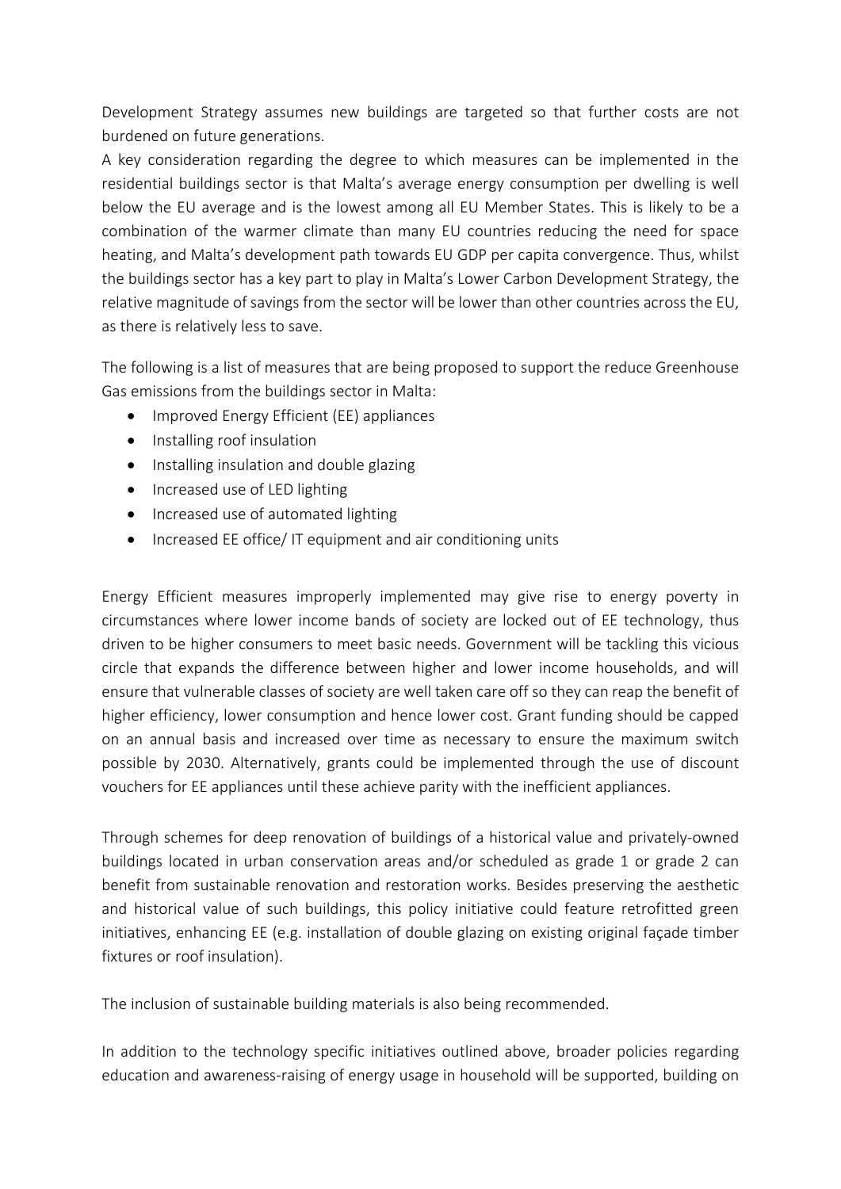Development Strategy assumes new buildings are targeted so that further costs are not burdened on future generations.

A key consideration regarding the degree to which measures can be implemented in the residential buildings sector is that Malta's average energy consumption per dwelling is well below the EU average and is the lowest among all EU Member States. This is likely to be a combination of the warmer climate than many EU countries reducing the need for space heating, and Malta's development path towards EU GDP per capita convergence. Thus, whilst the buildings sector has a key part to play in Malta's Lower Carbon Development Strategy, the relative magnitude of savings from the sector will be lower than other countries across the EU, as there is relatively less to save.

The following is a list of measures that are being proposed to support the reduce Greenhouse Gas emissions from the buildings sector in Malta:

- Improved Energy Efficient (EE) appliances
- Installing roof insulation
- Installing insulation and double glazing
- Increased use of LED lighting
- Increased use of automated lighting
- Increased EE office/ IT equipment and air conditioning units

Energy Efficient measures improperly implemented may give rise to energy poverty in circumstances where lower income bands of society are locked out of EE technology, thus driven to be higher consumers to meet basic needs. Government will be tackling this vicious circle that expands the difference between higher and lower income households, and will ensure that vulnerable classes of society are well taken care off so they can reap the benefit of higher efficiency, lower consumption and hence lower cost. Grant funding should be capped on an annual basis and increased over time as necessary to ensure the maximum switch possible by 2030. Alternatively, grants could be implemented through the use of discount vouchers for EE appliances until these achieve parity with the inefficient appliances.

Through schemes for deep renovation of buildings of a historical value and privately-owned buildings located in urban conservation areas and/or scheduled as grade 1 or grade 2 can benefit from sustainable renovation and restoration works. Besides preserving the aesthetic and historical value of such buildings, this policy initiative could feature retrofitted green initiatives, enhancing EE (e.g. installation of double glazing on existing original façade timber fixtures or roof insulation).

The inclusion of sustainable building materials is also being recommended.

In addition to the technology specific initiatives outlined above, broader policies regarding education and awareness-raising of energy usage in household will be supported, building on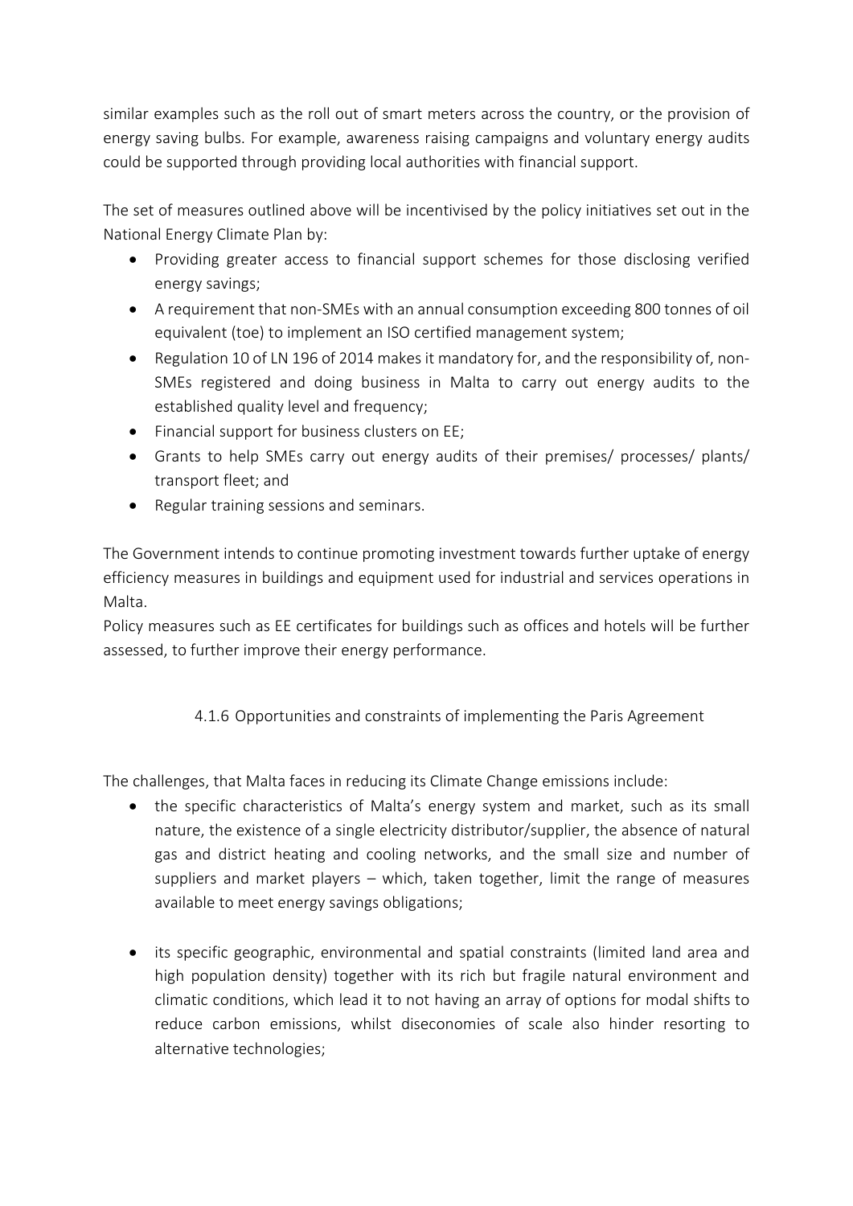similar examples such as the roll out of smart meters across the country, or the provision of energy saving bulbs. For example, awareness raising campaigns and voluntary energy audits could be supported through providing local authorities with financial support.

The set of measures outlined above will be incentivised by the policy initiatives set out in the National Energy Climate Plan by:

- Providing greater access to financial support schemes for those disclosing verified energy savings;
- A requirement that non-SMEs with an annual consumption exceeding 800 tonnes of oil equivalent (toe) to implement an ISO certified management system;
- Regulation 10 of LN 196 of 2014 makes it mandatory for, and the responsibility of, non-SMEs registered and doing business in Malta to carry out energy audits to the established quality level and frequency;
- Financial support for business clusters on EE;
- Grants to help SMEs carry out energy audits of their premises/ processes/ plants/ transport fleet; and
- Regular training sessions and seminars.

The Government intends to continue promoting investment towards further uptake of energy efficiency measures in buildings and equipment used for industrial and services operations in Malta.
Policy measures such as EE certificates for buildings such as offices and hotels will be further assessed, to further improve their energy performance.

### 4.1.6 Opportunities and constraints of implementing the Paris Agreement

The challenges, that Malta faces in reducing its Climate Change emissions include:

- the specific characteristics of Malta's energy system and market, such as its small nature, the existence of a single electricity distributor/supplier, the absence of natural gas and district heating and cooling networks, and the small size and number of suppliers and market players – which, taken together, limit the range of measures available to meet energy savings obligations;

- its specific geographic, environmental and spatial constraints (limited land area and high population density) together with its rich but fragile natural environment and climatic conditions, which lead it to not having an array of options for modal shifts to reduce carbon emissions, whilst diseconomies of scale also hinder resorting to alternative technologies;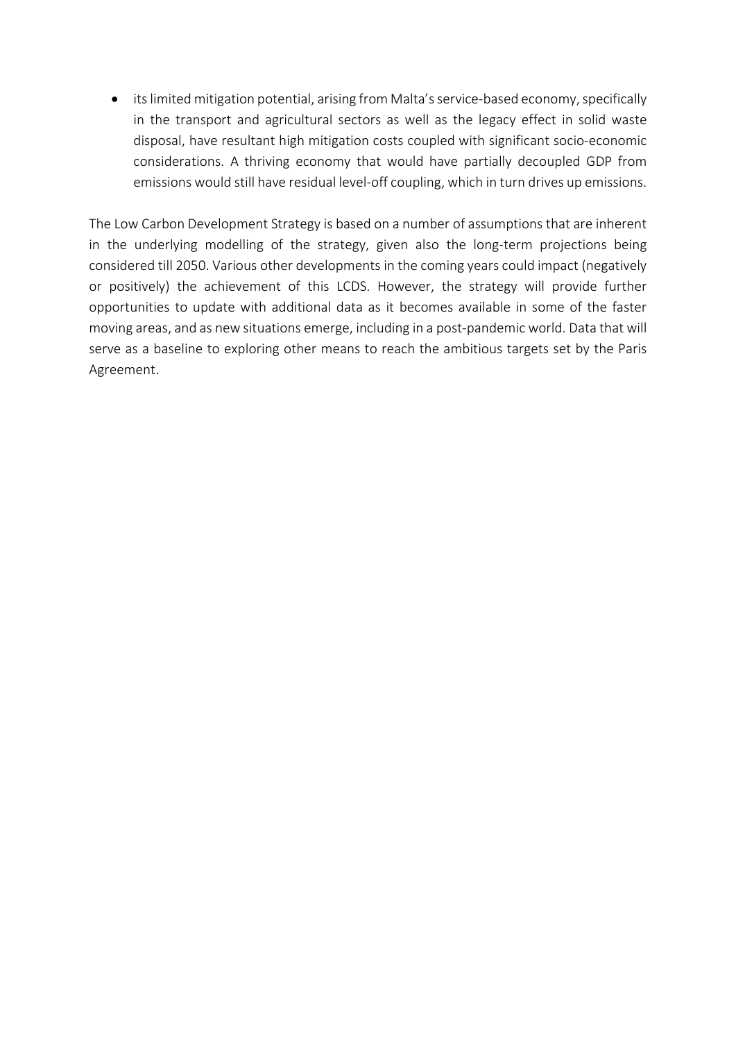- its limited mitigation potential, arising from Malta's service-based economy, specifically in the transport and agricultural sectors as well as the legacy effect in solid waste disposal, have resultant high mitigation costs coupled with significant socio-economic considerations. A thriving economy that would have partially decoupled GDP from emissions would still have residual level-off coupling, which in turn drives up emissions.

The Low Carbon Development Strategy is based on a number of assumptions that are inherent in the underlying modelling of the strategy, given also the long-term projections being considered till 2050. Various other developments in the coming years could impact (negatively or positively) the achievement of this LCDS. However, the strategy will provide further opportunities to update with additional data as it becomes available in some of the faster moving areas, and as new situations emerge, including in a post-pandemic world. Data that will serve as a baseline to exploring other means to reach the ambitious targets set by the Paris Agreement.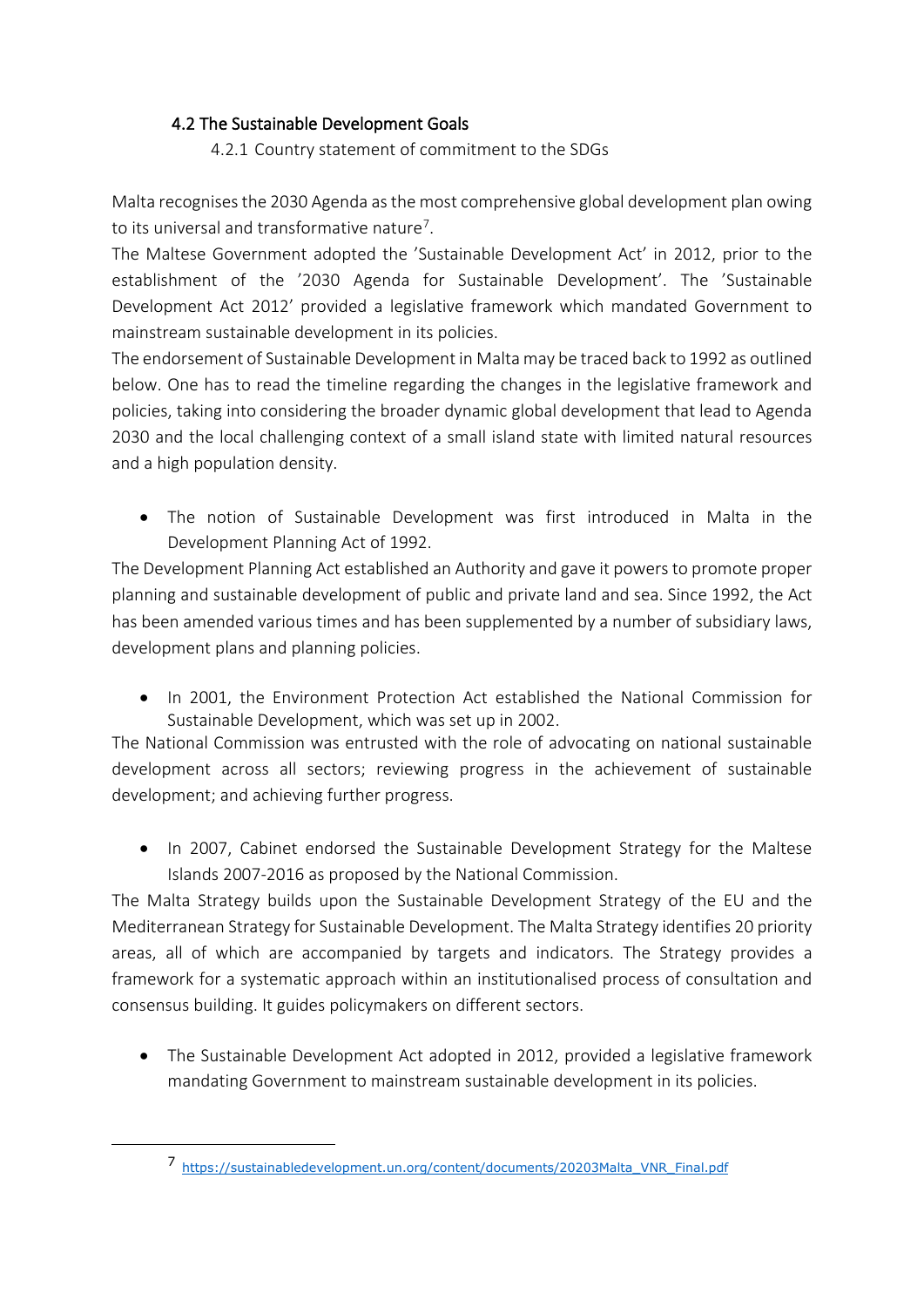## 4.2 The Sustainable Development Goals

### 4.2.1 Country statement of commitment to the SDGs

Malta recognises the 2030 Agenda as the most comprehensive global development plan owing to its universal and transformative nature[7].

The Maltese Government adopted the 'Sustainable Development Act' in 2012, prior to the establishment of the '2030 Agenda for Sustainable Development'. The 'Sustainable Development Act 2012' provided a legislative framework which mandated Government to mainstream sustainable development in its policies.

The endorsement of Sustainable Development in Malta may be traced back to 1992 as outlined below. One has to read the timeline regarding the changes in the legislative framework and policies, taking into considering the broader dynamic global development that lead to Agenda 2030 and the local challenging context of a small island state with limited natural resources and a high population density.

- The notion of Sustainable Development was first introduced in Malta in the Development Planning Act of 1992.

The Development Planning Act established an Authority and gave it powers to promote proper planning and sustainable development of public and private land and sea. Since 1992, the Act has been amended various times and has been supplemented by a number of subsidiary laws, development plans and planning policies.

- In 2001, the Environment Protection Act established the National Commission for Sustainable Development, which was set up in 2002.

The National Commission was entrusted with the role of advocating on national sustainable development across all sectors; reviewing progress in the achievement of sustainable development; and achieving further progress.

- In 2007, Cabinet endorsed the Sustainable Development Strategy for the Maltese Islands 2007-2016 as proposed by the National Commission.

The Malta Strategy builds upon the Sustainable Development Strategy of the EU and the Mediterranean Strategy for Sustainable Development. The Malta Strategy identifies 20 priority areas, all of which are accompanied by targets and indicators. The Strategy provides a framework for a systematic approach within an institutionalised process of consultation and consensus building. It guides policymakers on different sectors.

- The Sustainable Development Act adopted in 2012, provided a legislative framework mandating Government to mainstream sustainable development in its policies.

---

[7] https://sustainabledevelopment.un.org/content/documents/20203Malta_VNR_Final.pdf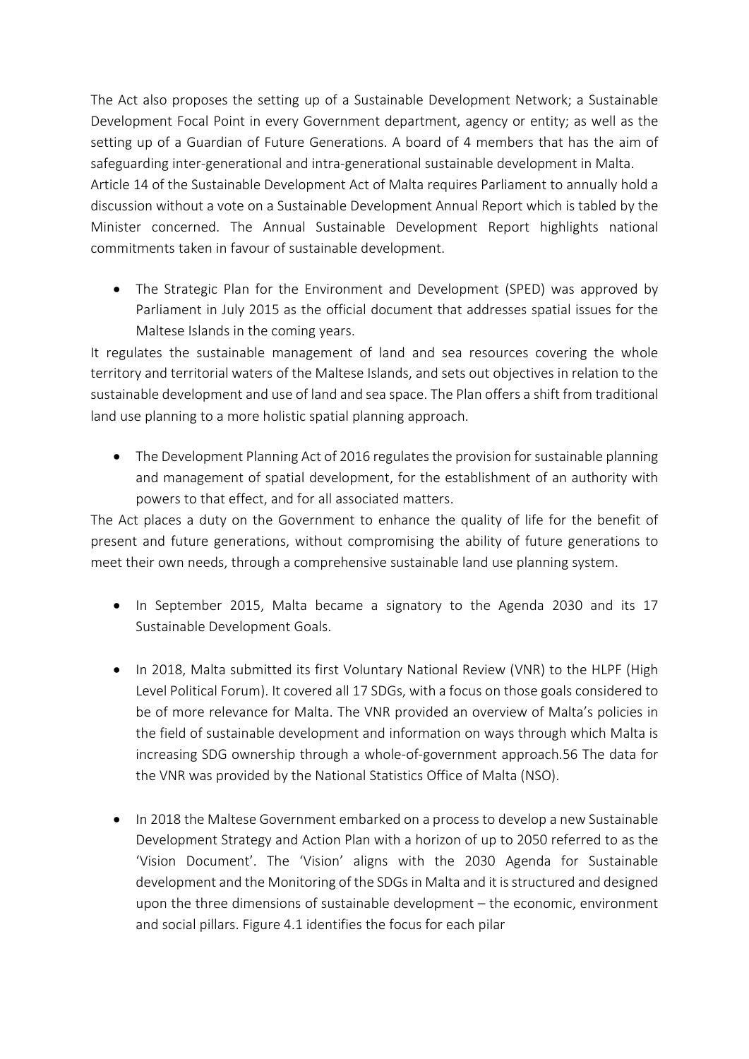The Act also proposes the setting up of a Sustainable Development Network; a Sustainable Development Focal Point in every Government department, agency or entity; as well as the setting up of a Guardian of Future Generations. A board of 4 members that has the aim of safeguarding inter-generational and intra-generational sustainable development in Malta.
Article 14 of the Sustainable Development Act of Malta requires Parliament to annually hold a discussion without a vote on a Sustainable Development Annual Report which is tabled by the Minister concerned. The Annual Sustainable Development Report highlights national commitments taken in favour of sustainable development.

- The Strategic Plan for the Environment and Development (SPED) was approved by Parliament in July 2015 as the official document that addresses spatial issues for the Maltese Islands in the coming years.

It regulates the sustainable management of land and sea resources covering the whole territory and territorial waters of the Maltese Islands, and sets out objectives in relation to the sustainable development and use of land and sea space. The Plan offers a shift from traditional land use planning to a more holistic spatial planning approach.

- The Development Planning Act of 2016 regulates the provision for sustainable planning and management of spatial development, for the establishment of an authority with powers to that effect, and for all associated matters.

The Act places a duty on the Government to enhance the quality of life for the benefit of present and future generations, without compromising the ability of future generations to meet their own needs, through a comprehensive sustainable land use planning system.

- In September 2015, Malta became a signatory to the Agenda 2030 and its 17 Sustainable Development Goals.

- In 2018, Malta submitted its first Voluntary National Review (VNR) to the HLPF (High Level Political Forum). It covered all 17 SDGs, with a focus on those goals considered to be of more relevance for Malta. The VNR provided an overview of Malta's policies in the field of sustainable development and information on ways through which Malta is increasing SDG ownership through a whole-of-government approach.56 The data for the VNR was provided by the National Statistics Office of Malta (NSO).

- In 2018 the Maltese Government embarked on a process to develop a new Sustainable Development Strategy and Action Plan with a horizon of up to 2050 referred to as the 'Vision Document'. The 'Vision' aligns with the 2030 Agenda for Sustainable development and the Monitoring of the SDGs in Malta and it is structured and designed upon the three dimensions of sustainable development – the economic, environment and social pillars. Figure 4.1 identifies the focus for each pilar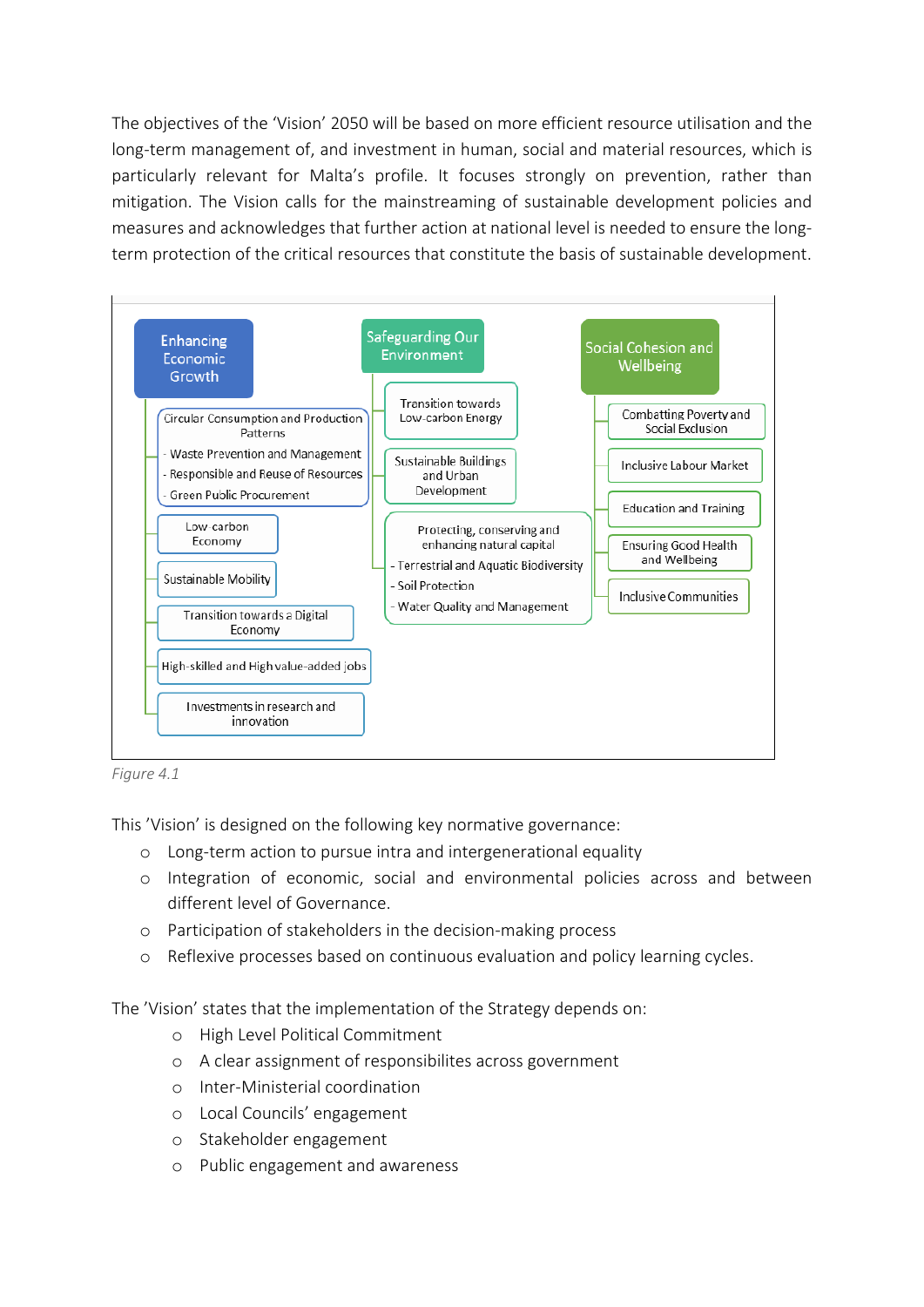The objectives of the 'Vision' 2050 will be based on more efficient resource utilisation and the long-term management of, and investment in human, social and material resources, which is particularly relevant for Malta's profile. It focuses strongly on prevention, rather than mitigation. The Vision calls for the mainstreaming of sustainable development policies and measures and acknowledges that further action at national level is needed to ensure the long-term protection of the critical resources that constitute the basis of sustainable development.

Enhancing Economic Growth

Circular Consumption and Production Patterns
- Waste Prevention and Management
- Responsible and Reuse of Resources
- Green Public Procurement

Low-carbon Economy

Sustainable Mobility

Transition towards a Digital Economy

High-skilled and High value-added jobs

Investments in research and innovation

Safeguarding Our Environment

Transition towards Low-carbon Energy

Sustainable Buildings and Urban Development

Protecting, conserving and enhancing natural capital
- Terrestrial and Aquatic Biodiversity
- Soil Protection
- Water Quality and Management

Social Cohesion and Wellbeing

Combatting Poverty and Social Exclusion

Inclusive Labour Market

Education and Training

Ensuring Good Health and Wellbeing

Inclusive Communities

*Figure 4.1*

This 'Vision' is designed on the following key normative governance:

- Long-term action to pursue intra and intergenerational equality
- Integration of economic, social and environmental policies across and between different level of Governance.
- Participation of stakeholders in the decision-making process
- Reflexive processes based on continuous evaluation and policy learning cycles.

The 'Vision' states that the implementation of the Strategy depends on:

- High Level Political Commitment
- A clear assignment of responsibilites across government
- Inter-Ministerial coordination
- Local Councils' engagement
- Stakeholder engagement
- Public engagement and awareness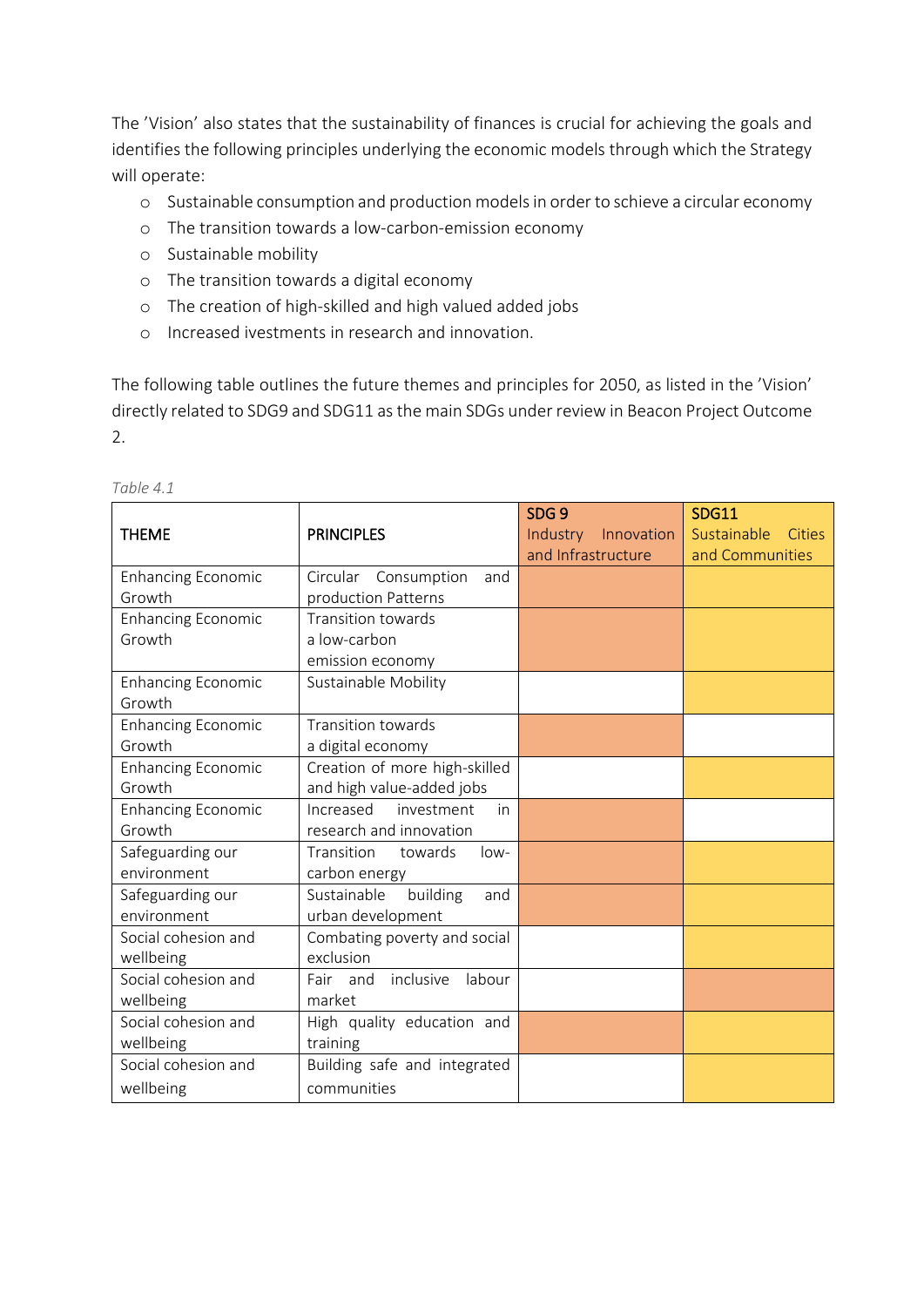The 'Vision' also states that the sustainability of finances is crucial for achieving the goals and identifies the following principles underlying the economic models through which the Strategy will operate:

- Sustainable consumption and production models in order to schieve a circular economy
- The transition towards a low-carbon-emission economy
- Sustainable mobility
- The transition towards a digital economy
- The creation of high-skilled and high valued added jobs
- Increased ivestments in research and innovation.

The following table outlines the future themes and principles for 2050, as listed in the 'Vision' directly related to SDG9 and SDG11 as the main SDGs under review in Beacon Project Outcome 2.

*Table 4.1*

| **THEME** | **PRINCIPLES** | **SDG 9** Industry Innovation and Infrastructure | **SDG11** Sustainable Cities and Communities |
|---|---|---|---|
| Enhancing Economic Growth | Circular Consumption and production Patterns | | |
| Enhancing Economic Growth | Transition towards a low-carbon emission economy | | |
| Enhancing Economic Growth | Sustainable Mobility | | |
| Enhancing Economic Growth | Transition towards a digital economy | | |
| Enhancing Economic Growth | Creation of more high-skilled and high value-added jobs | | |
| Enhancing Economic Growth | Increased investment in research and innovation | | |
| Safeguarding our environment | Transition towards low-carbon energy | | |
| Safeguarding our environment | Sustainable building and urban development | | |
| Social cohesion and wellbeing | Combating poverty and social exclusion | | |
| Social cohesion and wellbeing | Fair and inclusive labour market | | |
| Social cohesion and wellbeing | High quality education and training | | |
| Social cohesion and wellbeing | Building safe and integrated communities | | |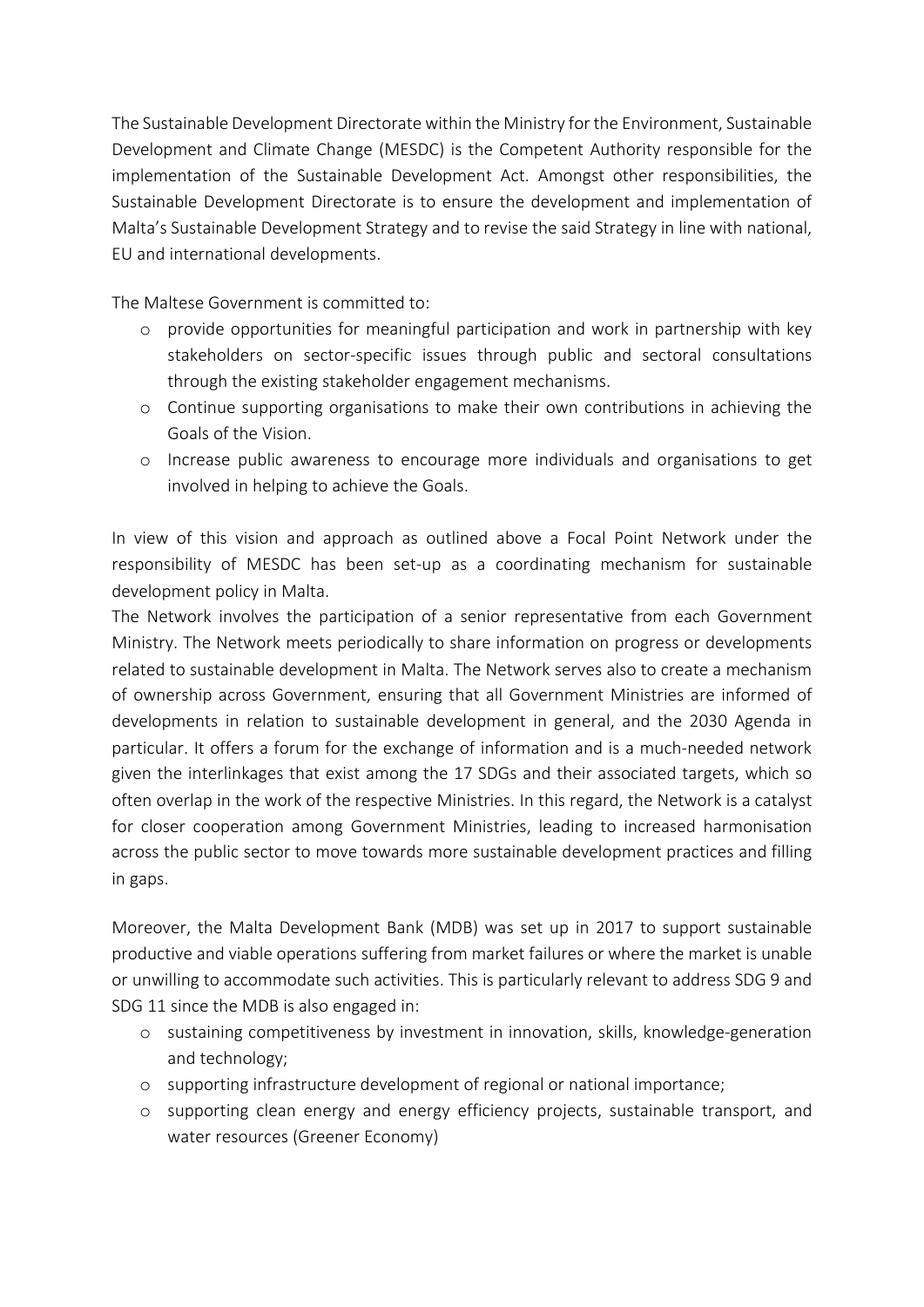The Sustainable Development Directorate within the Ministry for the Environment, Sustainable Development and Climate Change (MESDC) is the Competent Authority responsible for the implementation of the Sustainable Development Act. Amongst other responsibilities, the Sustainable Development Directorate is to ensure the development and implementation of Malta's Sustainable Development Strategy and to revise the said Strategy in line with national, EU and international developments.

The Maltese Government is committed to:

- provide opportunities for meaningful participation and work in partnership with key stakeholders on sector-specific issues through public and sectoral consultations through the existing stakeholder engagement mechanisms.
- Continue supporting organisations to make their own contributions in achieving the Goals of the Vision.
- Increase public awareness to encourage more individuals and organisations to get involved in helping to achieve the Goals.

In view of this vision and approach as outlined above a Focal Point Network under the responsibility of MESDC has been set-up as a coordinating mechanism for sustainable development policy in Malta.

The Network involves the participation of a senior representative from each Government Ministry. The Network meets periodically to share information on progress or developments related to sustainable development in Malta. The Network serves also to create a mechanism of ownership across Government, ensuring that all Government Ministries are informed of developments in relation to sustainable development in general, and the 2030 Agenda in particular. It offers a forum for the exchange of information and is a much-needed network given the interlinkages that exist among the 17 SDGs and their associated targets, which so often overlap in the work of the respective Ministries. In this regard, the Network is a catalyst for closer cooperation among Government Ministries, leading to increased harmonisation across the public sector to move towards more sustainable development practices and filling in gaps.

Moreover, the Malta Development Bank (MDB) was set up in 2017 to support sustainable productive and viable operations suffering from market failures or where the market is unable or unwilling to accommodate such activities. This is particularly relevant to address SDG 9 and SDG 11 since the MDB is also engaged in:

- sustaining competitiveness by investment in innovation, skills, knowledge-generation and technology;
- supporting infrastructure development of regional or national importance;
- supporting clean energy and energy efficiency projects, sustainable transport, and water resources (Greener Economy)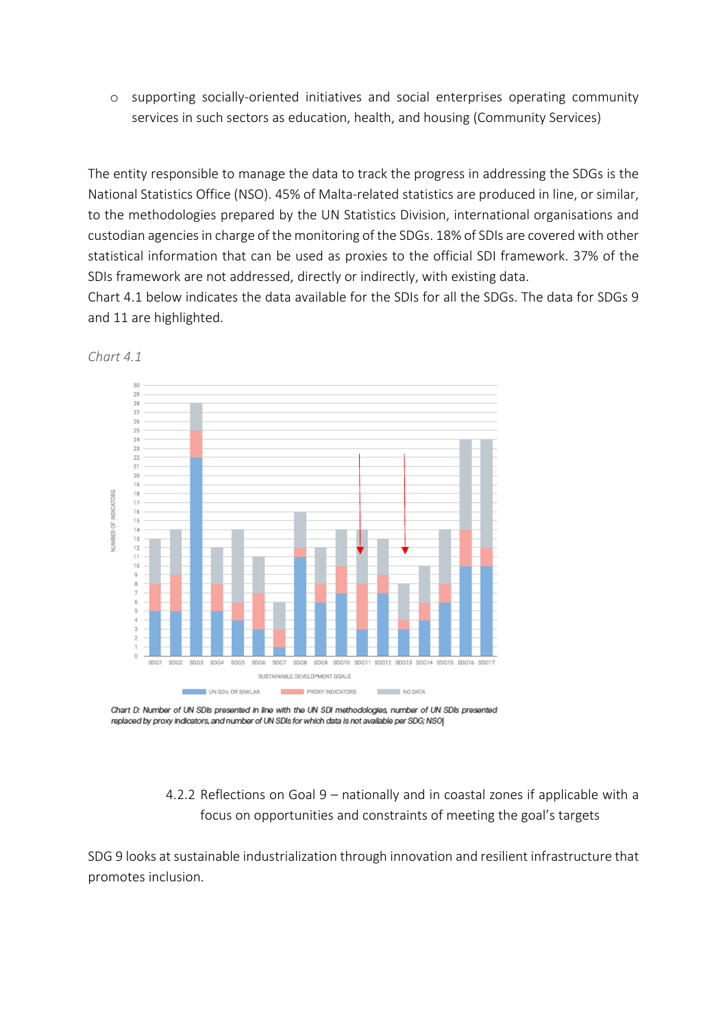- supporting socially-oriented initiatives and social enterprises operating community services in such sectors as education, health, and housing (Community Services)

The entity responsible to manage the data to track the progress in addressing the SDGs is the National Statistics Office (NSO). 45% of Malta-related statistics are produced in line, or similar, to the methodologies prepared by the UN Statistics Division, international organisations and custodian agencies in charge of the monitoring of the SDGs. 18% of SDIs are covered with other statistical information that can be used as proxies to the official SDI framework. 37% of the SDIs framework are not addressed, directly or indirectly, with existing data.
Chart 4.1 below indicates the data available for the SDIs for all the SDGs. The data for SDGs 9 and 11 are highlighted.

*Chart 4.1*

NUMBER OF INDICATORS

0 1 2 3 4 5 6 7 8 9 10 11 12 13 14 15 16 17 18 19 20 21 22 23 24 25 26 27 28 29 30

SDG1 SDG2 SDG3 SDG4 SDG5 SDG6 SDG7 SDG8 SDG9 SDG10 SDG11 SDG12 SDG13 SDG14 SDG15 SDG16 SDG17

SUSTAINABLE DEVELOPMENT GOALS

UN SDIs OR SIMILAR — PROXY INDICATORS — NO DATA

*Chart D: Number of UN SDIs presented in line with the UN SDI methodologies, number of UN SDIs presented replaced by proxy indicators, and number of UN SDIs for which data is not available per SDG; NSO|*

### 4.2.2 Reflections on Goal 9 – nationally and in coastal zones if applicable with a focus on opportunities and constraints of meeting the goal's targets

SDG 9 looks at sustainable industrialization through innovation and resilient infrastructure that promotes inclusion.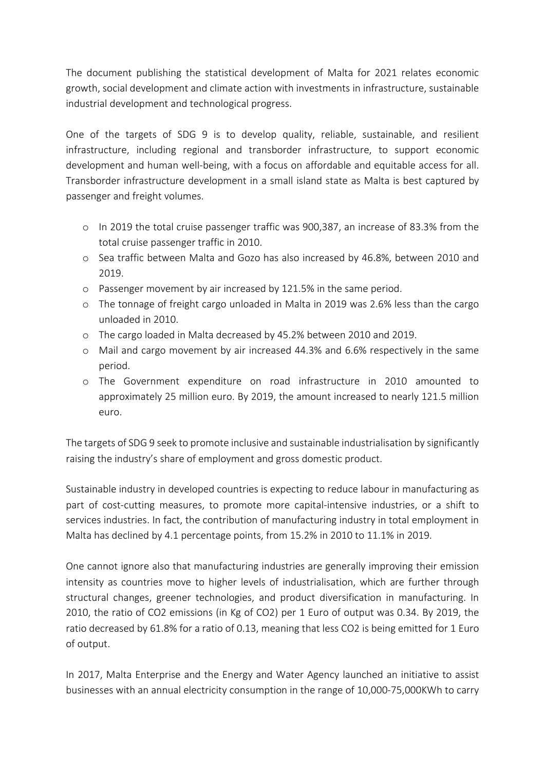The document publishing the statistical development of Malta for 2021 relates economic growth, social development and climate action with investments in infrastructure, sustainable industrial development and technological progress.

One of the targets of SDG 9 is to develop quality, reliable, sustainable, and resilient infrastructure, including regional and transborder infrastructure, to support economic development and human well-being, with a focus on affordable and equitable access for all. Transborder infrastructure development in a small island state as Malta is best captured by passenger and freight volumes.

- In 2019 the total cruise passenger traffic was 900,387, an increase of 83.3% from the total cruise passenger traffic in 2010.
- Sea traffic between Malta and Gozo has also increased by 46.8%, between 2010 and 2019.
- Passenger movement by air increased by 121.5% in the same period.
- The tonnage of freight cargo unloaded in Malta in 2019 was 2.6% less than the cargo unloaded in 2010.
- The cargo loaded in Malta decreased by 45.2% between 2010 and 2019.
- Mail and cargo movement by air increased 44.3% and 6.6% respectively in the same period.
- The Government expenditure on road infrastructure in 2010 amounted to approximately 25 million euro. By 2019, the amount increased to nearly 121.5 million euro.

The targets of SDG 9 seek to promote inclusive and sustainable industrialisation by significantly raising the industry's share of employment and gross domestic product.

Sustainable industry in developed countries is expecting to reduce labour in manufacturing as part of cost-cutting measures, to promote more capital-intensive industries, or a shift to services industries. In fact, the contribution of manufacturing industry in total employment in Malta has declined by 4.1 percentage points, from 15.2% in 2010 to 11.1% in 2019.

One cannot ignore also that manufacturing industries are generally improving their emission intensity as countries move to higher levels of industrialisation, which are further through structural changes, greener technologies, and product diversification in manufacturing. In 2010, the ratio of $CO_2$ emissions (in Kg of $CO_2$) per 1 Euro of output was 0.34. By 2019, the ratio decreased by 61.8% for a ratio of 0.13, meaning that less $CO_2$ is being emitted for 1 Euro of output.

In 2017, Malta Enterprise and the Energy and Water Agency launched an initiative to assist businesses with an annual electricity consumption in the range of 10,000-75,000KWh to carry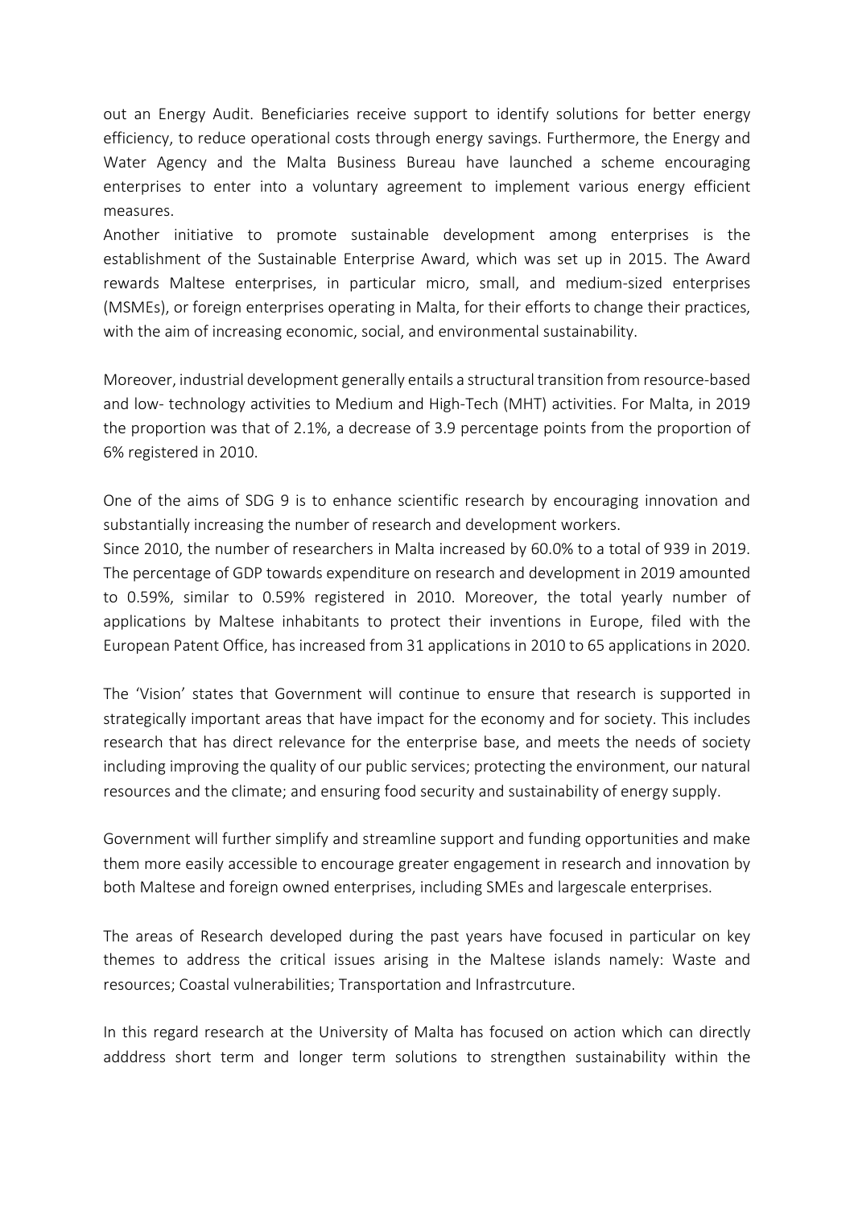out an Energy Audit. Beneficiaries receive support to identify solutions for better energy efficiency, to reduce operational costs through energy savings. Furthermore, the Energy and Water Agency and the Malta Business Bureau have launched a scheme encouraging enterprises to enter into a voluntary agreement to implement various energy efficient measures.

Another initiative to promote sustainable development among enterprises is the establishment of the Sustainable Enterprise Award, which was set up in 2015. The Award rewards Maltese enterprises, in particular micro, small, and medium-sized enterprises (MSMEs), or foreign enterprises operating in Malta, for their efforts to change their practices, with the aim of increasing economic, social, and environmental sustainability.

Moreover, industrial development generally entails a structural transition from resource-based and low- technology activities to Medium and High-Tech (MHT) activities. For Malta, in 2019 the proportion was that of 2.1%, a decrease of 3.9 percentage points from the proportion of 6% registered in 2010.

One of the aims of SDG 9 is to enhance scientific research by encouraging innovation and substantially increasing the number of research and development workers.

Since 2010, the number of researchers in Malta increased by 60.0% to a total of 939 in 2019. The percentage of GDP towards expenditure on research and development in 2019 amounted to 0.59%, similar to 0.59% registered in 2010. Moreover, the total yearly number of applications by Maltese inhabitants to protect their inventions in Europe, filed with the European Patent Office, has increased from 31 applications in 2010 to 65 applications in 2020.

The 'Vision' states that Government will continue to ensure that research is supported in strategically important areas that have impact for the economy and for society. This includes research that has direct relevance for the enterprise base, and meets the needs of society including improving the quality of our public services; protecting the environment, our natural resources and the climate; and ensuring food security and sustainability of energy supply.

Government will further simplify and streamline support and funding opportunities and make them more easily accessible to encourage greater engagement in research and innovation by both Maltese and foreign owned enterprises, including SMEs and largescale enterprises.

The areas of Research developed during the past years have focused in particular on key themes to address the critical issues arising in the Maltese islands namely: Waste and resources; Coastal vulnerabilities; Transportation and Infrastrcuture.

In this regard research at the University of Malta has focused on action which can directly adddress short term and longer term solutions to strengthen sustainability within the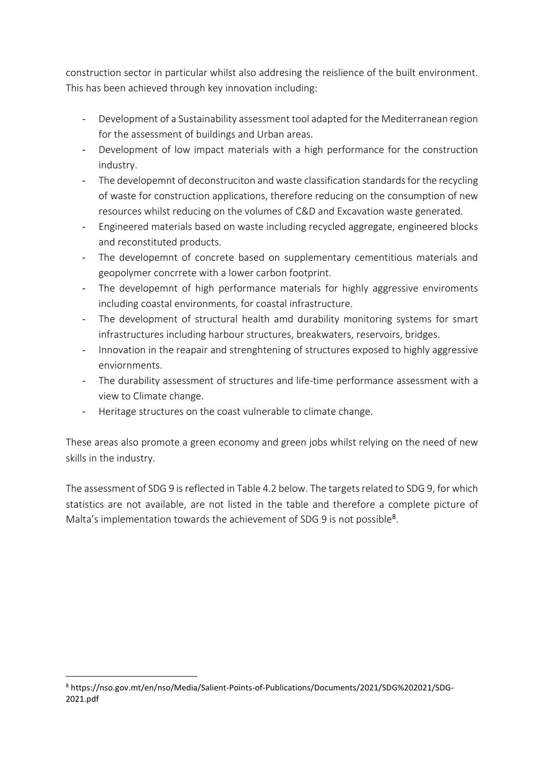construction sector in particular whilst also addresing the reislience of the built environment. This has been achieved through key innovation including:

- Development of a Sustainability assessment tool adapted for the Mediterranean region for the assessment of buildings and Urban areas.
- Development of low impact materials with a high performance for the construction industry.
- The developemnt of deconstruciton and waste classification standards for the recycling of waste for construction applications, therefore reducing on the consumption of new resources whilst reducing on the volumes of C&D and Excavation waste generated.
- Engineered materials based on waste including recycled aggregate, engineered blocks and reconstituted products.
- The developemnt of concrete based on supplementary cementitious materials and geopolymer concrrete with a lower carbon footprint.
- The developemnt of high performance materials for highly aggressive enviroments including coastal environments, for coastal infrastructure.
- The development of structural health amd durability monitoring systems for smart infrastructures including harbour structures, breakwaters, reservoirs, bridges.
- Innovation in the reapair and strenghtening of structures exposed to highly aggressive enviornments.
- The durability assessment of structures and life-time performance assessment with a view to Climate change.
- Heritage structures on the coast vulnerable to climate change.

These areas also promote a green economy and green jobs whilst relying on the need of new skills in the industry.

The assessment of SDG 9 is reflected in Table 4.2 below. The targets related to SDG 9, for which statistics are not available, are not listed in the table and therefore a complete picture of Malta's implementation towards the achievement of SDG 9 is not possible[8].

[8] https://nso.gov.mt/en/nso/Media/Salient-Points-of-Publications/Documents/2021/SDG%202021/SDG-2021.pdf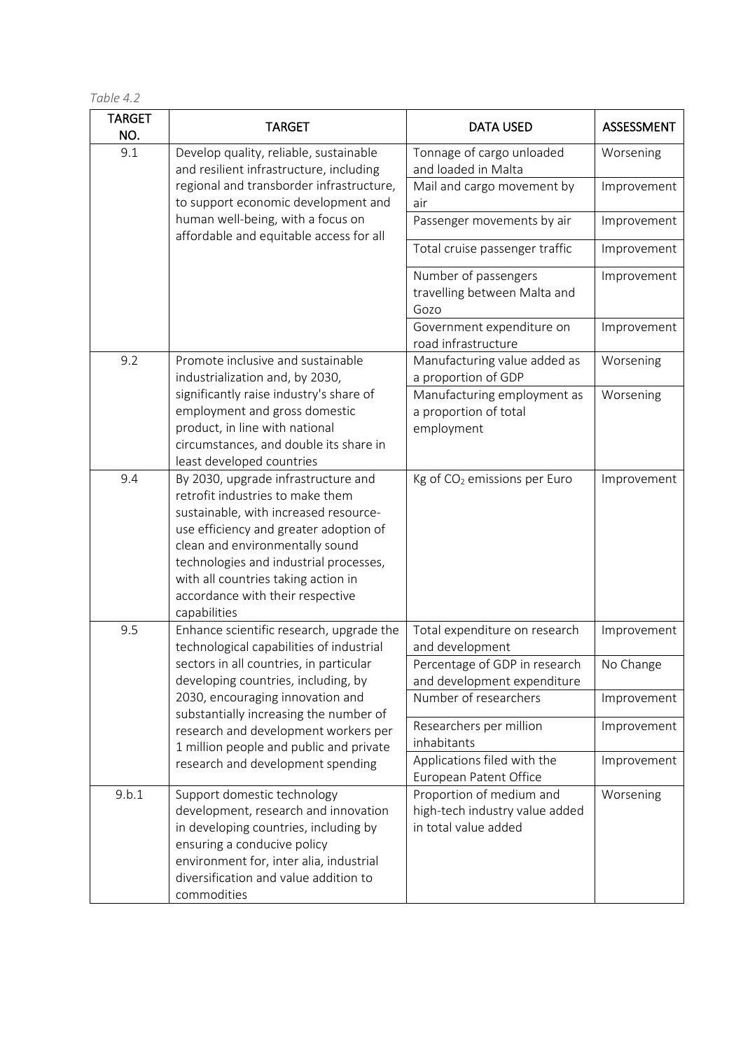*Table 4.2*

| TARGET NO. | TARGET | DATA USED | ASSESSMENT |
|---|---|---|---|
| 9.1 | Develop quality, reliable, sustainable and resilient infrastructure, including regional and transborder infrastructure, to support economic development and human well-being, with a focus on affordable and equitable access for all | Tonnage of cargo unloaded and loaded in Malta | Worsening |
| | | Mail and cargo movement by air | Improvement |
| | | Passenger movements by air | Improvement |
| | | Total cruise passenger traffic | Improvement |
| | | Number of passengers travelling between Malta and Gozo | Improvement |
| | | Government expenditure on road infrastructure | Improvement |
| 9.2 | Promote inclusive and sustainable industrialization and, by 2030, significantly raise industry's share of employment and gross domestic product, in line with national circumstances, and double its share in least developed countries | Manufacturing value added as a proportion of GDP | Worsening |
| | | Manufacturing employment as a proportion of total employment | Worsening |
| 9.4 | By 2030, upgrade infrastructure and retrofit industries to make them sustainable, with increased resource-use efficiency and greater adoption of clean and environmentally sound technologies and industrial processes, with all countries taking action in accordance with their respective capabilities | Kg of $CO_2$ emissions per Euro | Improvement |
| 9.5 | Enhance scientific research, upgrade the technological capabilities of industrial sectors in all countries, in particular developing countries, including, by 2030, encouraging innovation and substantially increasing the number of research and development workers per 1 million people and public and private research and development spending | Total expenditure on research and development | Improvement |
| | | Percentage of GDP in research and development expenditure | No Change |
| | | Number of researchers | Improvement |
| | | Researchers per million inhabitants | Improvement |
| | | Applications filed with the European Patent Office | Improvement |
| 9.b.1 | Support domestic technology development, research and innovation in developing countries, including by ensuring a conducive policy environment for, inter alia, industrial diversification and value addition to commodities | Proportion of medium and high-tech industry value added in total value added | Worsening |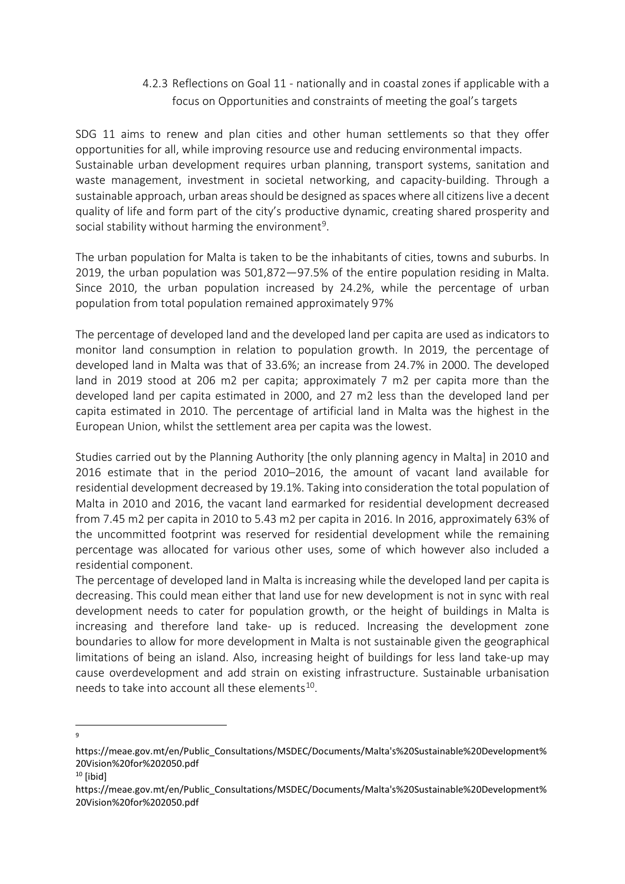#### 4.2.3 Reflections on Goal 11 - nationally and in coastal zones if applicable with a focus on Opportunities and constraints of meeting the goal's targets

SDG 11 aims to renew and plan cities and other human settlements so that they offer opportunities for all, while improving resource use and reducing environmental impacts. Sustainable urban development requires urban planning, transport systems, sanitation and waste management, investment in societal networking, and capacity-building. Through a sustainable approach, urban areas should be designed as spaces where all citizens live a decent quality of life and form part of the city's productive dynamic, creating shared prosperity and social stability without harming the environment[9].

The urban population for Malta is taken to be the inhabitants of cities, towns and suburbs. In 2019, the urban population was 501,872—97.5% of the entire population residing in Malta. Since 2010, the urban population increased by 24.2%, while the percentage of urban population from total population remained approximately 97%

The percentage of developed land and the developed land per capita are used as indicators to monitor land consumption in relation to population growth. In 2019, the percentage of developed land in Malta was that of 33.6%; an increase from 24.7% in 2000. The developed land in 2019 stood at 206 m2 per capita; approximately 7 m2 per capita more than the developed land per capita estimated in 2000, and 27 m2 less than the developed land per capita estimated in 2010. The percentage of artificial land in Malta was the highest in the European Union, whilst the settlement area per capita was the lowest.

Studies carried out by the Planning Authority [the only planning agency in Malta] in 2010 and 2016 estimate that in the period 2010–2016, the amount of vacant land available for residential development decreased by 19.1%. Taking into consideration the total population of Malta in 2010 and 2016, the vacant land earmarked for residential development decreased from 7.45 m2 per capita in 2010 to 5.43 m2 per capita in 2016. In 2016, approximately 63% of the uncommitted footprint was reserved for residential development while the remaining percentage was allocated for various other uses, some of which however also included a residential component.

The percentage of developed land in Malta is increasing while the developed land per capita is decreasing. This could mean either that land use for new development is not in sync with real development needs to cater for population growth, or the height of buildings in Malta is increasing and therefore land take- up is reduced. Increasing the development zone boundaries to allow for more development in Malta is not sustainable given the geographical limitations of being an island. Also, increasing height of buildings for less land take-up may cause overdevelopment and add strain on existing infrastructure. Sustainable urbanisation needs to take into account all these elements[10].

---

[9] https://meae.gov.mt/en/Public_Consultations/MSDEC/Documents/Malta's%20Sustainable%20Development%20Vision%20for%202050.pdf

[10] [ibid] https://meae.gov.mt/en/Public_Consultations/MSDEC/Documents/Malta's%20Sustainable%20Development%20Vision%20for%202050.pdf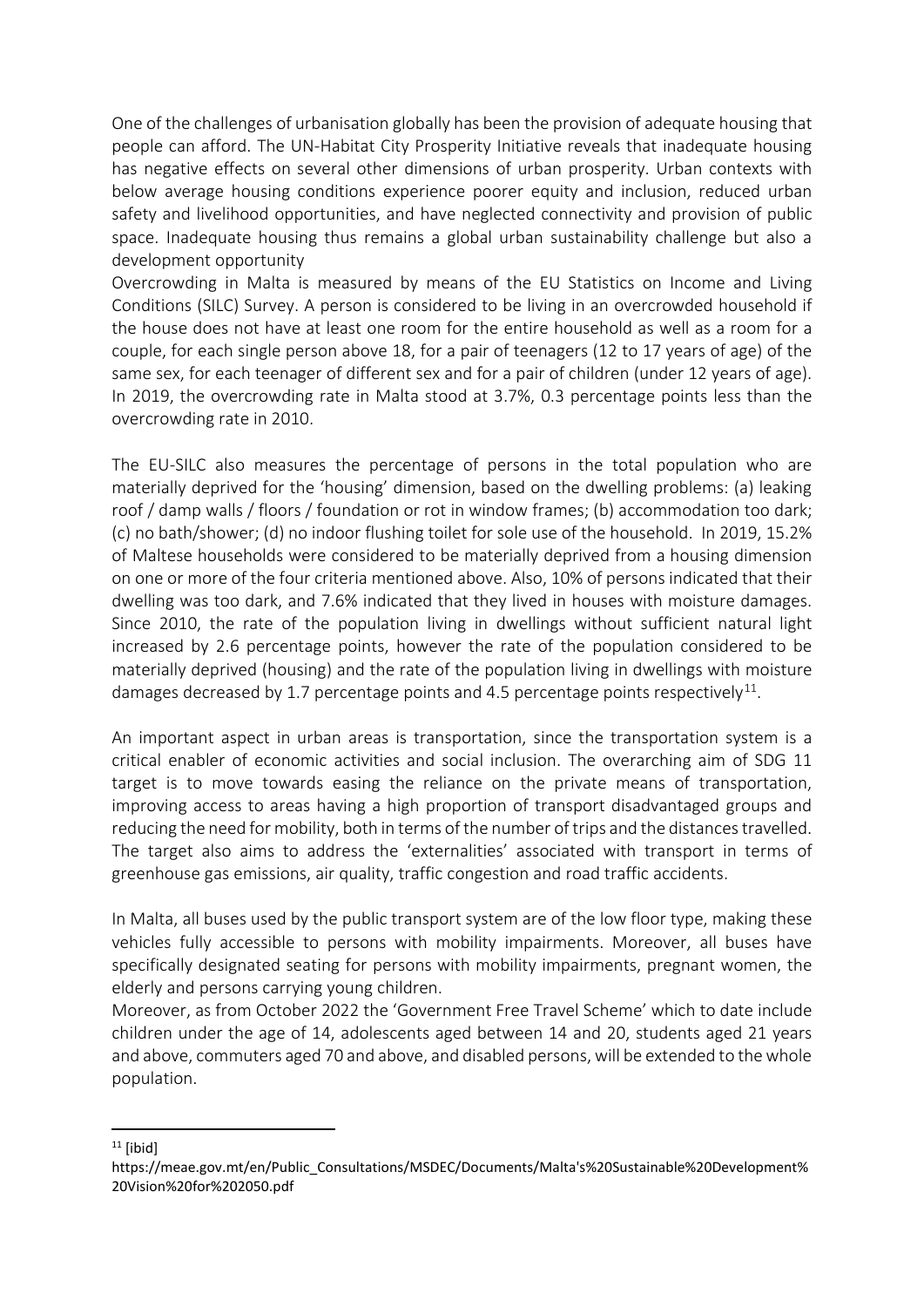One of the challenges of urbanisation globally has been the provision of adequate housing that people can afford. The UN-Habitat City Prosperity Initiative reveals that inadequate housing has negative effects on several other dimensions of urban prosperity. Urban contexts with below average housing conditions experience poorer equity and inclusion, reduced urban safety and livelihood opportunities, and have neglected connectivity and provision of public space. Inadequate housing thus remains a global urban sustainability challenge but also a development opportunity

Overcrowding in Malta is measured by means of the EU Statistics on Income and Living Conditions (SILC) Survey. A person is considered to be living in an overcrowded household if the house does not have at least one room for the entire household as well as a room for a couple, for each single person above 18, for a pair of teenagers (12 to 17 years of age) of the same sex, for each teenager of different sex and for a pair of children (under 12 years of age). In 2019, the overcrowding rate in Malta stood at 3.7%, 0.3 percentage points less than the overcrowding rate in 2010.

The EU-SILC also measures the percentage of persons in the total population who are materially deprived for the 'housing' dimension, based on the dwelling problems: (a) leaking roof / damp walls / floors / foundation or rot in window frames; (b) accommodation too dark; (c) no bath/shower; (d) no indoor flushing toilet for sole use of the household. In 2019, 15.2% of Maltese households were considered to be materially deprived from a housing dimension on one or more of the four criteria mentioned above. Also, 10% of persons indicated that their dwelling was too dark, and 7.6% indicated that they lived in houses with moisture damages. Since 2010, the rate of the population living in dwellings without sufficient natural light increased by 2.6 percentage points, however the rate of the population considered to be materially deprived (housing) and the rate of the population living in dwellings with moisture damages decreased by 1.7 percentage points and 4.5 percentage points respectively[11].

An important aspect in urban areas is transportation, since the transportation system is a critical enabler of economic activities and social inclusion. The overarching aim of SDG 11 target is to move towards easing the reliance on the private means of transportation, improving access to areas having a high proportion of transport disadvantaged groups and reducing the need for mobility, both in terms of the number of trips and the distances travelled. The target also aims to address the 'externalities' associated with transport in terms of greenhouse gas emissions, air quality, traffic congestion and road traffic accidents.

In Malta, all buses used by the public transport system are of the low floor type, making these vehicles fully accessible to persons with mobility impairments. Moreover, all buses have specifically designated seating for persons with mobility impairments, pregnant women, the elderly and persons carrying young children.

Moreover, as from October 2022 the 'Government Free Travel Scheme' which to date include children under the age of 14, adolescents aged between 14 and 20, students aged 21 years and above, commuters aged 70 and above, and disabled persons, will be extended to the whole population.

---

[11] [ibid] https://meae.gov.mt/en/Public_Consultations/MSDEC/Documents/Malta's%20Sustainable%20Development%20Vision%20for%202050.pdf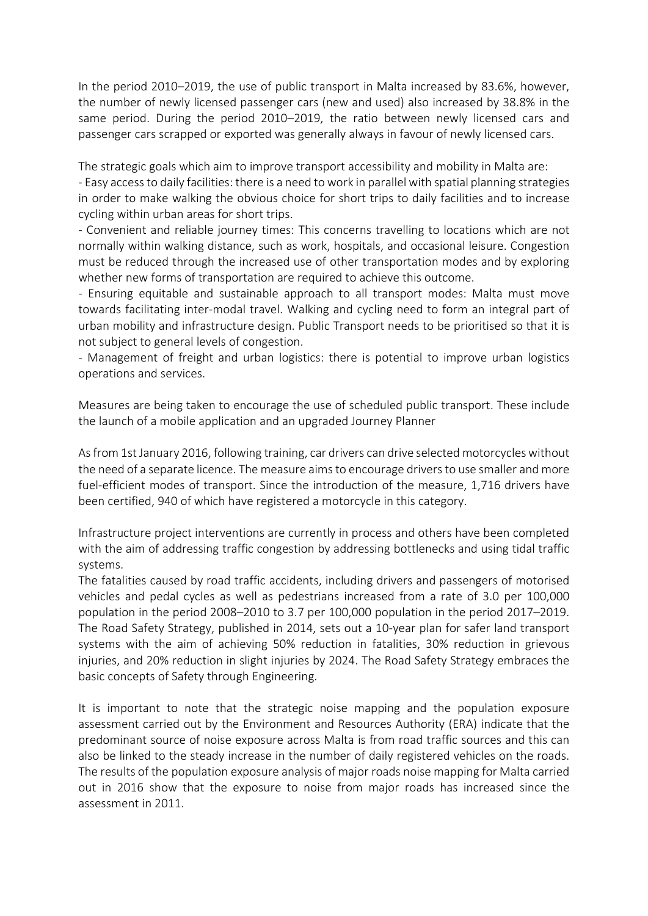In the period 2010–2019, the use of public transport in Malta increased by 83.6%, however, the number of newly licensed passenger cars (new and used) also increased by 38.8% in the same period. During the period 2010–2019, the ratio between newly licensed cars and passenger cars scrapped or exported was generally always in favour of newly licensed cars.

The strategic goals which aim to improve transport accessibility and mobility in Malta are:

- Easy access to daily facilities: there is a need to work in parallel with spatial planning strategies in order to make walking the obvious choice for short trips to daily facilities and to increase cycling within urban areas for short trips.
- Convenient and reliable journey times: This concerns travelling to locations which are not normally within walking distance, such as work, hospitals, and occasional leisure. Congestion must be reduced through the increased use of other transportation modes and by exploring whether new forms of transportation are required to achieve this outcome.
- Ensuring equitable and sustainable approach to all transport modes: Malta must move towards facilitating inter-modal travel. Walking and cycling need to form an integral part of urban mobility and infrastructure design. Public Transport needs to be prioritised so that it is not subject to general levels of congestion.
- Management of freight and urban logistics: there is potential to improve urban logistics operations and services.

Measures are being taken to encourage the use of scheduled public transport. These include the launch of a mobile application and an upgraded Journey Planner

As from 1st January 2016, following training, car drivers can drive selected motorcycles without the need of a separate licence. The measure aims to encourage drivers to use smaller and more fuel-efficient modes of transport. Since the introduction of the measure, 1,716 drivers have been certified, 940 of which have registered a motorcycle in this category.

Infrastructure project interventions are currently in process and others have been completed with the aim of addressing traffic congestion by addressing bottlenecks and using tidal traffic systems.

The fatalities caused by road traffic accidents, including drivers and passengers of motorised vehicles and pedal cycles as well as pedestrians increased from a rate of 3.0 per 100,000 population in the period 2008–2010 to 3.7 per 100,000 population in the period 2017–2019. The Road Safety Strategy, published in 2014, sets out a 10-year plan for safer land transport systems with the aim of achieving 50% reduction in fatalities, 30% reduction in grievous injuries, and 20% reduction in slight injuries by 2024. The Road Safety Strategy embraces the basic concepts of Safety through Engineering.

It is important to note that the strategic noise mapping and the population exposure assessment carried out by the Environment and Resources Authority (ERA) indicate that the predominant source of noise exposure across Malta is from road traffic sources and this can also be linked to the steady increase in the number of daily registered vehicles on the roads. The results of the population exposure analysis of major roads noise mapping for Malta carried out in 2016 show that the exposure to noise from major roads has increased since the assessment in 2011.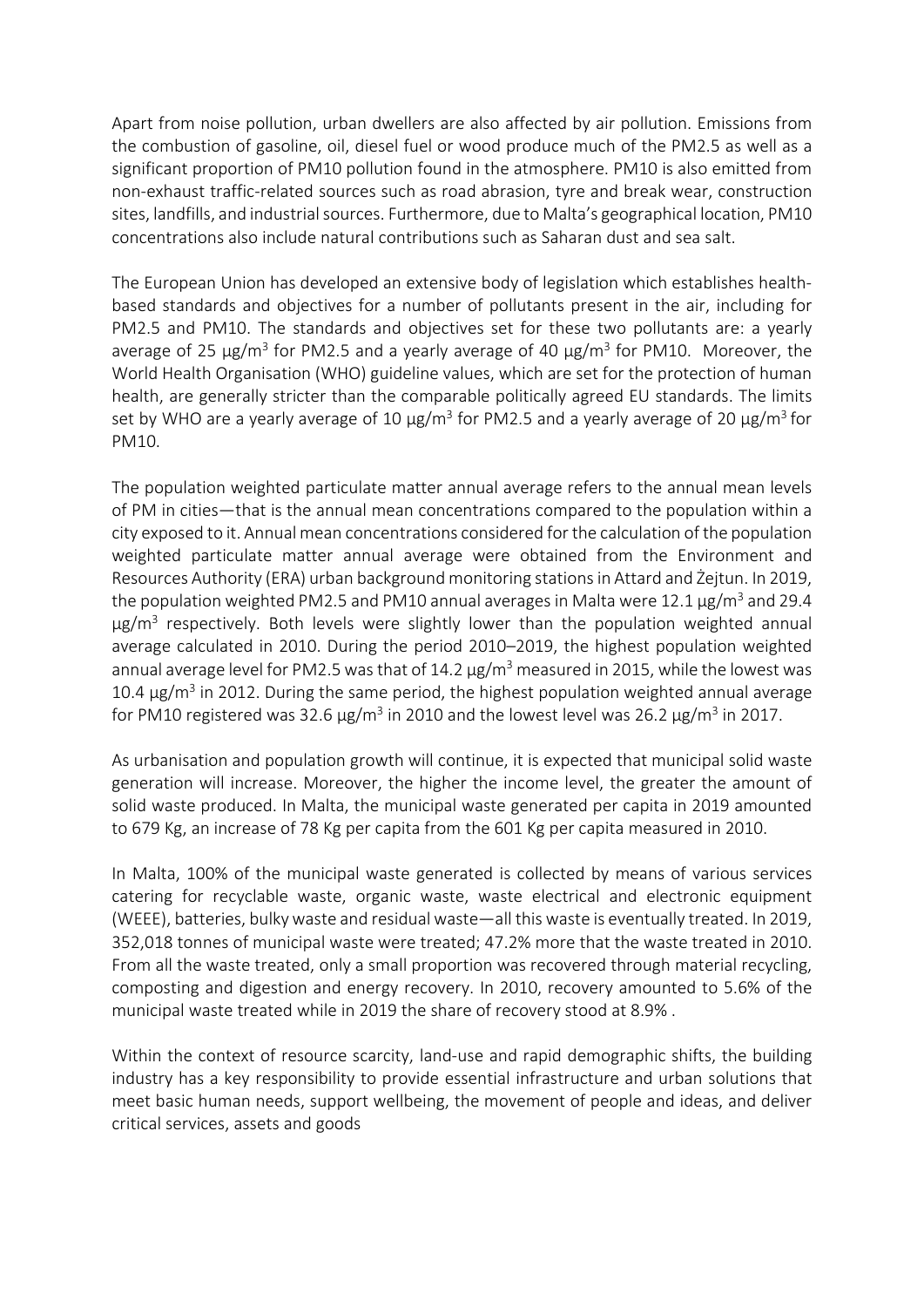Apart from noise pollution, urban dwellers are also affected by air pollution. Emissions from the combustion of gasoline, oil, diesel fuel or wood produce much of the PM2.5 as well as a significant proportion of PM10 pollution found in the atmosphere. PM10 is also emitted from non-exhaust traffic-related sources such as road abrasion, tyre and break wear, construction sites, landfills, and industrial sources. Furthermore, due to Malta's geographical location, PM10 concentrations also include natural contributions such as Saharan dust and sea salt.

The European Union has developed an extensive body of legislation which establishes health-based standards and objectives for a number of pollutants present in the air, including for PM2.5 and PM10. The standards and objectives set for these two pollutants are: a yearly average of 25 $\mu g/m^3$ for PM2.5 and a yearly average of 40 $\mu g/m^3$ for PM10. Moreover, the World Health Organisation (WHO) guideline values, which are set for the protection of human health, are generally stricter than the comparable politically agreed EU standards. The limits set by WHO are a yearly average of 10 $\mu g/m^3$ for PM2.5 and a yearly average of 20 $\mu g/m^3$ for PM10.

The population weighted particulate matter annual average refers to the annual mean levels of PM in cities—that is the annual mean concentrations compared to the population within a city exposed to it. Annual mean concentrations considered for the calculation of the population weighted particulate matter annual average were obtained from the Environment and Resources Authority (ERA) urban background monitoring stations in Attard and Żejtun. In 2019, the population weighted PM2.5 and PM10 annual averages in Malta were 12.1 $\mu g/m^3$ and 29.4 $\mu g/m^3$ respectively. Both levels were slightly lower than the population weighted annual average calculated in 2010. During the period 2010–2019, the highest population weighted annual average level for PM2.5 was that of 14.2 $\mu g/m^3$ measured in 2015, while the lowest was 10.4 $\mu g/m^3$ in 2012. During the same period, the highest population weighted annual average for PM10 registered was 32.6 $\mu g/m^3$ in 2010 and the lowest level was 26.2 $\mu g/m^3$ in 2017.

As urbanisation and population growth will continue, it is expected that municipal solid waste generation will increase. Moreover, the higher the income level, the greater the amount of solid waste produced. In Malta, the municipal waste generated per capita in 2019 amounted to 679 Kg, an increase of 78 Kg per capita from the 601 Kg per capita measured in 2010.

In Malta, 100% of the municipal waste generated is collected by means of various services catering for recyclable waste, organic waste, waste electrical and electronic equipment (WEEE), batteries, bulky waste and residual waste—all this waste is eventually treated. In 2019, 352,018 tonnes of municipal waste were treated; 47.2% more that the waste treated in 2010. From all the waste treated, only a small proportion was recovered through material recycling, composting and digestion and energy recovery. In 2010, recovery amounted to 5.6% of the municipal waste treated while in 2019 the share of recovery stood at 8.9% .

Within the context of resource scarcity, land-use and rapid demographic shifts, the building industry has a key responsibility to provide essential infrastructure and urban solutions that meet basic human needs, support wellbeing, the movement of people and ideas, and deliver critical services, assets and goods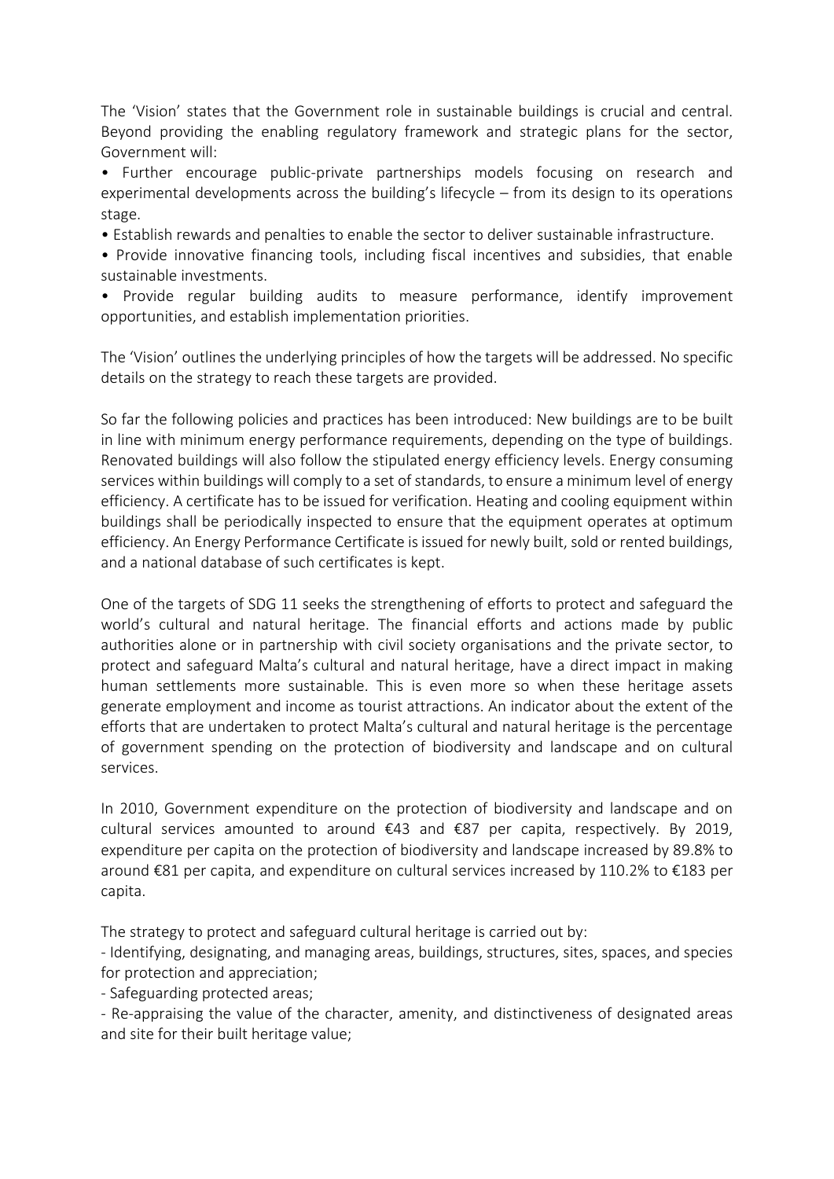The 'Vision' states that the Government role in sustainable buildings is crucial and central. Beyond providing the enabling regulatory framework and strategic plans for the sector, Government will:

- Further encourage public-private partnerships models focusing on research and experimental developments across the building's lifecycle – from its design to its operations stage.
- Establish rewards and penalties to enable the sector to deliver sustainable infrastructure.
- Provide innovative financing tools, including fiscal incentives and subsidies, that enable sustainable investments.
- Provide regular building audits to measure performance, identify improvement opportunities, and establish implementation priorities.

The 'Vision' outlines the underlying principles of how the targets will be addressed. No specific details on the strategy to reach these targets are provided.

So far the following policies and practices has been introduced: New buildings are to be built in line with minimum energy performance requirements, depending on the type of buildings. Renovated buildings will also follow the stipulated energy efficiency levels. Energy consuming services within buildings will comply to a set of standards, to ensure a minimum level of energy efficiency. A certificate has to be issued for verification. Heating and cooling equipment within buildings shall be periodically inspected to ensure that the equipment operates at optimum efficiency. An Energy Performance Certificate is issued for newly built, sold or rented buildings, and a national database of such certificates is kept.

One of the targets of SDG 11 seeks the strengthening of efforts to protect and safeguard the world's cultural and natural heritage. The financial efforts and actions made by public authorities alone or in partnership with civil society organisations and the private sector, to protect and safeguard Malta's cultural and natural heritage, have a direct impact in making human settlements more sustainable. This is even more so when these heritage assets generate employment and income as tourist attractions. An indicator about the extent of the efforts that are undertaken to protect Malta's cultural and natural heritage is the percentage of government spending on the protection of biodiversity and landscape and on cultural services.

In 2010, Government expenditure on the protection of biodiversity and landscape and on cultural services amounted to around €43 and €87 per capita, respectively. By 2019, expenditure per capita on the protection of biodiversity and landscape increased by 89.8% to around €81 per capita, and expenditure on cultural services increased by 110.2% to €183 per capita.

The strategy to protect and safeguard cultural heritage is carried out by:

- Identifying, designating, and managing areas, buildings, structures, sites, spaces, and species for protection and appreciation;
- Safeguarding protected areas;
- Re-appraising the value of the character, amenity, and distinctiveness of designated areas and site for their built heritage value;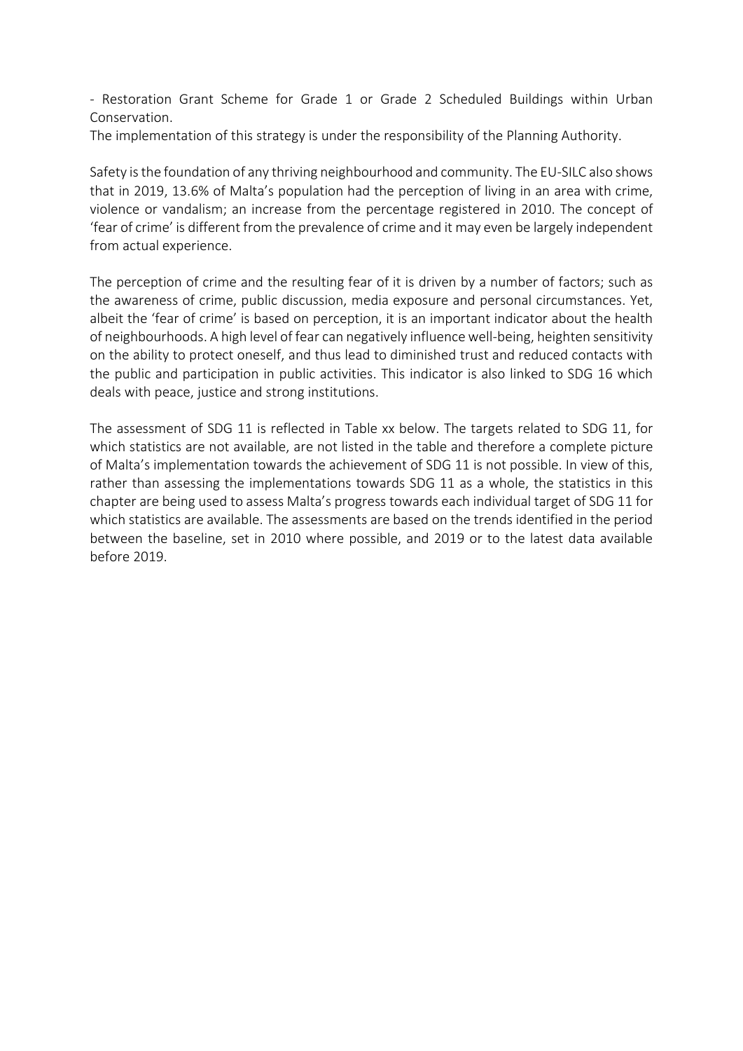- Restoration Grant Scheme for Grade 1 or Grade 2 Scheduled Buildings within Urban Conservation.

The implementation of this strategy is under the responsibility of the Planning Authority.

Safety is the foundation of any thriving neighbourhood and community. The EU-SILC also shows that in 2019, 13.6% of Malta's population had the perception of living in an area with crime, violence or vandalism; an increase from the percentage registered in 2010. The concept of 'fear of crime' is different from the prevalence of crime and it may even be largely independent from actual experience.

The perception of crime and the resulting fear of it is driven by a number of factors; such as the awareness of crime, public discussion, media exposure and personal circumstances. Yet, albeit the 'fear of crime' is based on perception, it is an important indicator about the health of neighbourhoods. A high level of fear can negatively influence well-being, heighten sensitivity on the ability to protect oneself, and thus lead to diminished trust and reduced contacts with the public and participation in public activities. This indicator is also linked to SDG 16 which deals with peace, justice and strong institutions.

The assessment of SDG 11 is reflected in Table xx below. The targets related to SDG 11, for which statistics are not available, are not listed in the table and therefore a complete picture of Malta's implementation towards the achievement of SDG 11 is not possible. In view of this, rather than assessing the implementations towards SDG 11 as a whole, the statistics in this chapter are being used to assess Malta's progress towards each individual target of SDG 11 for which statistics are available. The assessments are based on the trends identified in the period between the baseline, set in 2010 where possible, and 2019 or to the latest data available before 2019.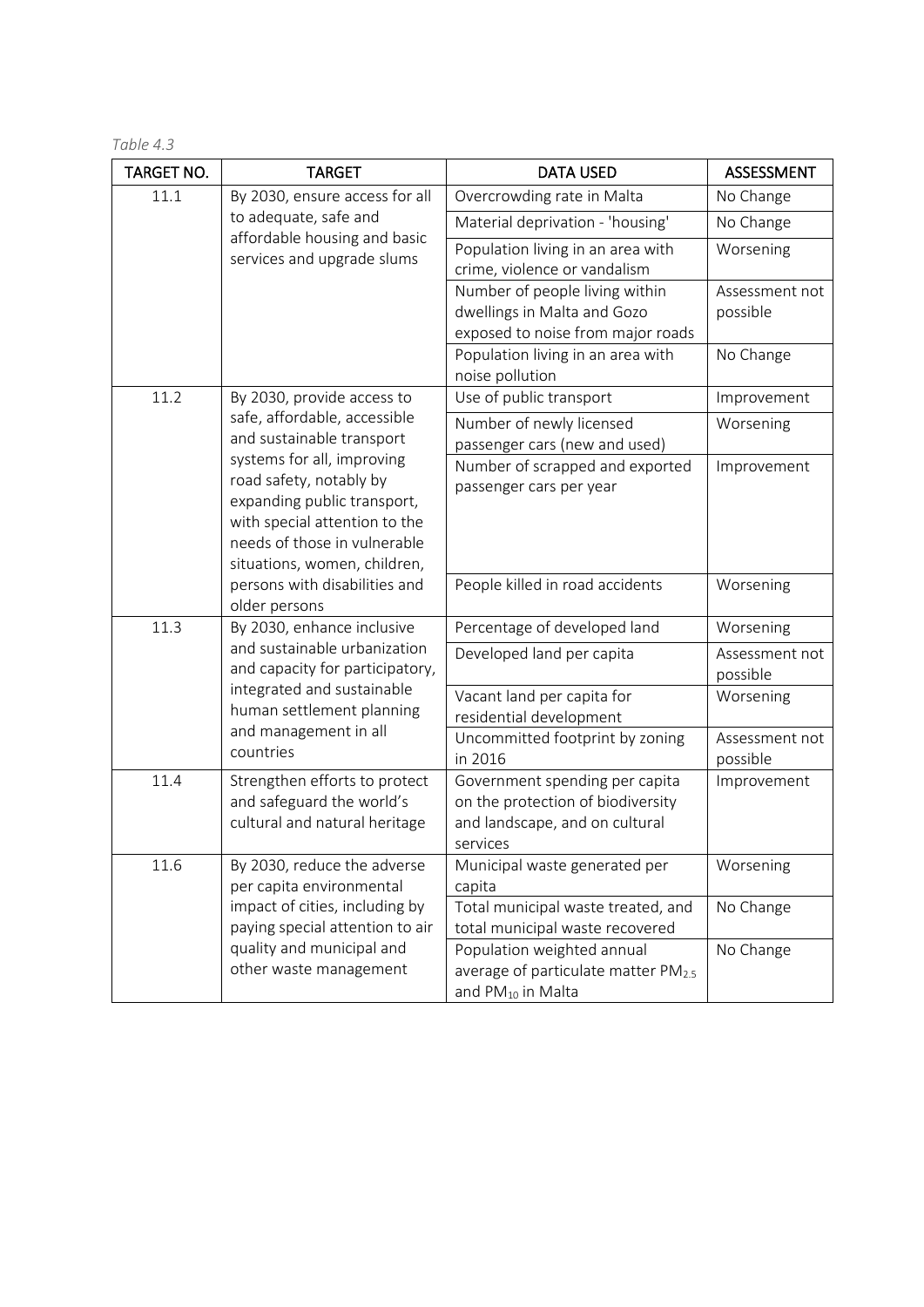*Table 4.3*

| TARGET NO. | TARGET | DATA USED | ASSESSMENT |
|---|---|---|---|
| 11.1 | By 2030, ensure access for all to adequate, safe and affordable housing and basic services and upgrade slums | Overcrowding rate in Malta | No Change |
| | | Material deprivation - 'housing' | No Change |
| | | Population living in an area with crime, violence or vandalism | Worsening |
| | | Number of people living within dwellings in Malta and Gozo exposed to noise from major roads | Assessment not possible |
| | | Population living in an area with noise pollution | No Change |
| 11.2 | By 2030, provide access to safe, affordable, accessible and sustainable transport systems for all, improving road safety, notably by expanding public transport, with special attention to the needs of those in vulnerable situations, women, children, persons with disabilities and older persons | Use of public transport | Improvement |
| | | Number of newly licensed passenger cars (new and used) | Worsening |
| | | Number of scrapped and exported passenger cars per year | Improvement |
| | | People killed in road accidents | Worsening |
| 11.3 | By 2030, enhance inclusive and sustainable urbanization and capacity for participatory, integrated and sustainable human settlement planning and management in all countries | Percentage of developed land | Worsening |
| | | Developed land per capita | Assessment not possible |
| | | Vacant land per capita for residential development | Worsening |
| | | Uncommitted footprint by zoning in 2016 | Assessment not possible |
| 11.4 | Strengthen efforts to protect and safeguard the world's cultural and natural heritage | Government spending per capita on the protection of biodiversity and landscape, and on cultural services | Improvement |
| 11.6 | By 2030, reduce the adverse per capita environmental impact of cities, including by paying special attention to air quality and municipal and other waste management | Municipal waste generated per capita | Worsening |
| | | Total municipal waste treated, and total municipal waste recovered | No Change |
| | | Population weighted annual average of particulate matter $PM_{2.5}$ and $PM_{10}$ in Malta | No Change |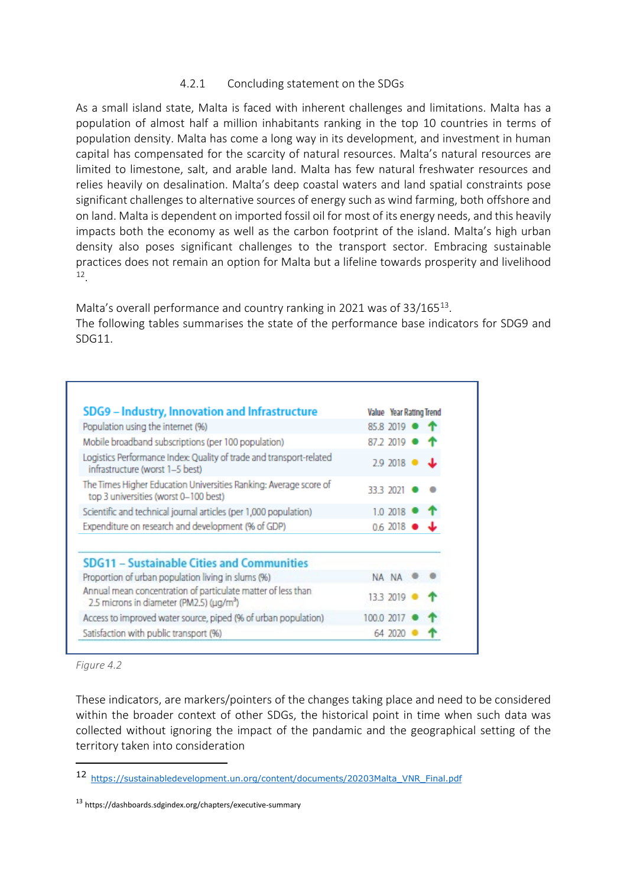### 4.2.1 Concluding statement on the SDGs

As a small island state, Malta is faced with inherent challenges and limitations. Malta has a population of almost half a million inhabitants ranking in the top 10 countries in terms of population density. Malta has come a long way in its development, and investment in human capital has compensated for the scarcity of natural resources. Malta's natural resources are limited to limestone, salt, and arable land. Malta has few natural freshwater resources and relies heavily on desalination. Malta's deep coastal waters and land spatial constraints pose significant challenges to alternative sources of energy such as wind farming, both offshore and on land. Malta is dependent on imported fossil oil for most of its energy needs, and this heavily impacts both the economy as well as the carbon footprint of the island. Malta's high urban density also poses significant challenges to the transport sector. Embracing sustainable practices does not remain an option for Malta but a lifeline towards prosperity and livelihood [12].

Malta's overall performance and country ranking in 2021 was of 33/165[13].
The following tables summarises the state of the performance base indicators for SDG9 and SDG11.

| SDG9 – Industry, Innovation and Infrastructure | Value | Year | Rating | Trend |
|---|---|---|---|---|
| Population using the internet (%) | 85.8 | 2019 | ● (green) | ↑ |
| Mobile broadband subscriptions (per 100 population) | 87.2 | 2019 | ● (green) | ↑ |
| Logistics Performance Index: Quality of trade and transport-related infrastructure (worst 1–5 best) | 2.9 | 2018 | ● (yellow) | ↓ |
| The Times Higher Education Universities Ranking: Average score of top 3 universities (worst 0–100 best) | 33.3 | 2021 | ● (green) | ● |
| Scientific and technical journal articles (per 1,000 population) | 1.0 | 2018 | ● (green) | ↑ |
| Expenditure on research and development (% of GDP) | 0.6 | 2018 | ● (red) | ↓ |

| SDG11 – Sustainable Cities and Communities | Value | Year | Rating | Trend |
|---|---|---|---|---|
| Proportion of urban population living in slums (%) | NA | NA | ● (grey) | ● |
| Annual mean concentration of particulate matter of less than 2.5 microns in diameter (PM2.5) (µg/m³) | 13.3 | 2019 | ● (yellow) | ↑ |
| Access to improved water source, piped (% of urban population) | 100.0 | 2017 | ● (green) | ↑ |
| Satisfaction with public transport (%) | 64 | 2020 | ● (yellow) | ↑ |

*Figure 4.2*

These indicators, are markers/pointers of the changes taking place and need to be considered within the broader context of other SDGs, the historical point in time when such data was collected without ignoring the impact of the pandemic and the geographical setting of the territory taken into consideration

[12] https://sustainabledevelopment.un.org/content/documents/20203Malta_VNR_Final.pdf

[13] https://dashboards.sdgindex.org/chapters/executive-summary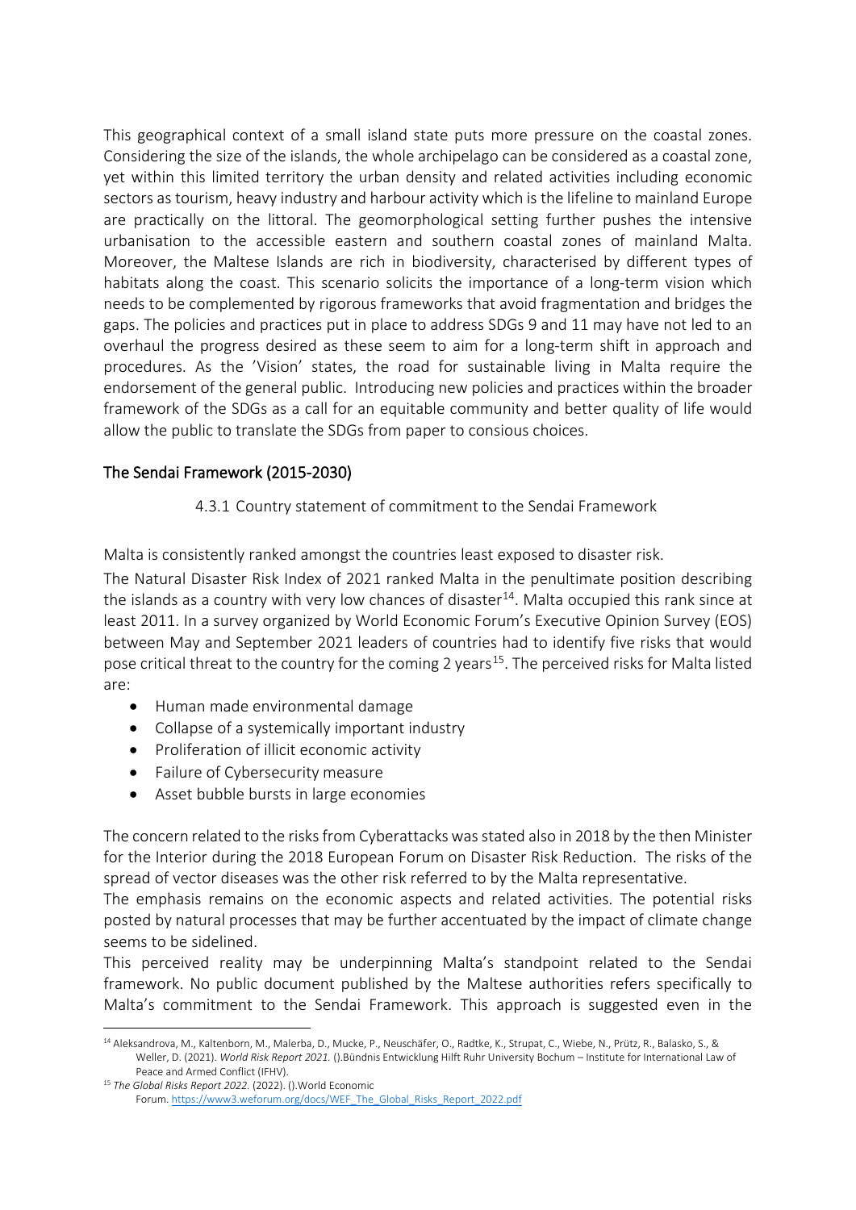This geographical context of a small island state puts more pressure on the coastal zones. Considering the size of the islands, the whole archipelago can be considered as a coastal zone, yet within this limited territory the urban density and related activities including economic sectors as tourism, heavy industry and harbour activity which is the lifeline to mainland Europe are practically on the littoral. The geomorphological setting further pushes the intensive urbanisation to the accessible eastern and southern coastal zones of mainland Malta. Moreover, the Maltese Islands are rich in biodiversity, characterised by different types of habitats along the coast. This scenario solicits the importance of a long-term vision which needs to be complemented by rigorous frameworks that avoid fragmentation and bridges the gaps. The policies and practices put in place to address SDGs 9 and 11 may have not led to an overhaul the progress desired as these seem to aim for a long-term shift in approach and procedures. As the 'Vision' states, the road for sustainable living in Malta require the endorsement of the general public. Introducing new policies and practices within the broader framework of the SDGs as a call for an equitable community and better quality of life would allow the public to translate the SDGs from paper to consious choices.

## The Sendai Framework (2015-2030)

### 4.3.1 Country statement of commitment to the Sendai Framework

Malta is consistently ranked amongst the countries least exposed to disaster risk.

The Natural Disaster Risk Index of 2021 ranked Malta in the penultimate position describing the islands as a country with very low chances of disaster[14]. Malta occupied this rank since at least 2011. In a survey organized by World Economic Forum's Executive Opinion Survey (EOS) between May and September 2021 leaders of countries had to identify five risks that would pose critical threat to the country for the coming 2 years[15]. The perceived risks for Malta listed are:

- Human made environmental damage
- Collapse of a systemically important industry
- Proliferation of illicit economic activity
- Failure of Cybersecurity measure
- Asset bubble bursts in large economies

The concern related to the risks from Cyberattacks was stated also in 2018 by the then Minister for the Interior during the 2018 European Forum on Disaster Risk Reduction. The risks of the spread of vector diseases was the other risk referred to by the Malta representative.

The emphasis remains on the economic aspects and related activities. The potential risks posted by natural processes that may be further accentuated by the impact of climate change seems to be sidelined.

This perceived reality may be underpinning Malta's standpoint related to the Sendai framework. No public document published by the Maltese authorities refers specifically to Malta's commitment to the Sendai Framework. This approach is suggested even in the

[14] Aleksandrova, M., Kaltenborn, M., Malerba, D., Mucke, P., Neuschäfer, O., Radtke, K., Strupat, C., Wiebe, N., Prütz, R., Balasko, S., & Weller, D. (2021). *World Risk Report 2021.* ().Bündnis Entwicklung Hilft Ruhr University Bochum – Institute for International Law of Peace and Armed Conflict (IFHV).

[15] *The Global Risks Report 2022.* (2022). ().World Economic Forum. https://www3.weforum.org/docs/WEF_The_Global_Risks_Report_2022.pdf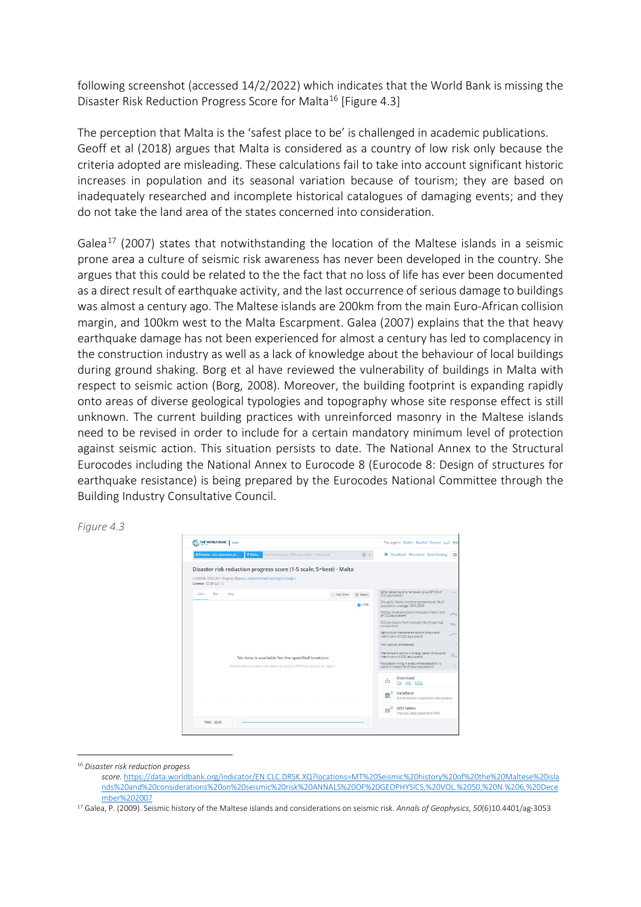following screenshot (accessed 14/2/2022) which indicates that the World Bank is missing the Disaster Risk Reduction Progress Score for Malta[16] [Figure 4.3]

The perception that Malta is the 'safest place to be' is challenged in academic publications. Geoff et al (2018) argues that Malta is considered as a country of low risk only because the criteria adopted are misleading. These calculations fail to take into account significant historic increases in population and its seasonal variation because of tourism; they are based on inadequately researched and incomplete historical catalogues of damaging events; and they do not take the land area of the states concerned into consideration.

Galea[17] (2007) states that notwithstanding the location of the Maltese islands in a seismic prone area a culture of seismic risk awareness has never been developed in the country. She argues that this could be related to the the fact that no loss of life has ever been documented as a direct result of earthquake activity, and the last occurrence of serious damage to buildings was almost a century ago. The Maltese islands are 200km from the main Euro-African collision margin, and 100km west to the Malta Escarpment. Galea (2007) explains that the that heavy earthquake damage has not been experienced for almost a century has led to complacency in the construction industry as well as a lack of knowledge about the behaviour of local buildings during ground shaking. Borg et al have reviewed the vulnerability of buildings in Malta with respect to seismic action (Borg, 2008). Moreover, the building footprint is expanding rapidly onto areas of diverse geological typologies and topography whose site response effect is still unknown. The current building practices with unreinforced masonry in the Maltese islands need to be revised in order to include for a certain mandatory minimum level of protection against seismic action. This situation persists to date. The National Annex to the Structural Eurocodes including the National Annex to Eurocode 8 (Eurocode 8: Design of structures for earthquake resistance) is being prepared by the Eurocodes National Committee through the Building Industry Consultative Council.

*Figure 4.3*

Disaster risk reduction progress score (1-5 scale; 5=best) - Malta

No data is available for the specified locations

1960 - 2018

---

[16] *Disaster risk reduction progess score.* https://data.worldbank.org/indicator/EN.CLC.DRSK.XQ?locations=MT%20Seismic%20history%20of%20the%20Maltese%20islands%20and%20considerations%20on%20seismic%20risk%20ANNALS%20OF%20GEOPHYSICS,%20VOL.%2050,%20N.%206,%20December%202007

[17] Galea, P. (2009). Seismic history of the Maltese islands and considerations on seismic risk. *Annals of Geophysics, 50*(6)10.4401/ag-3053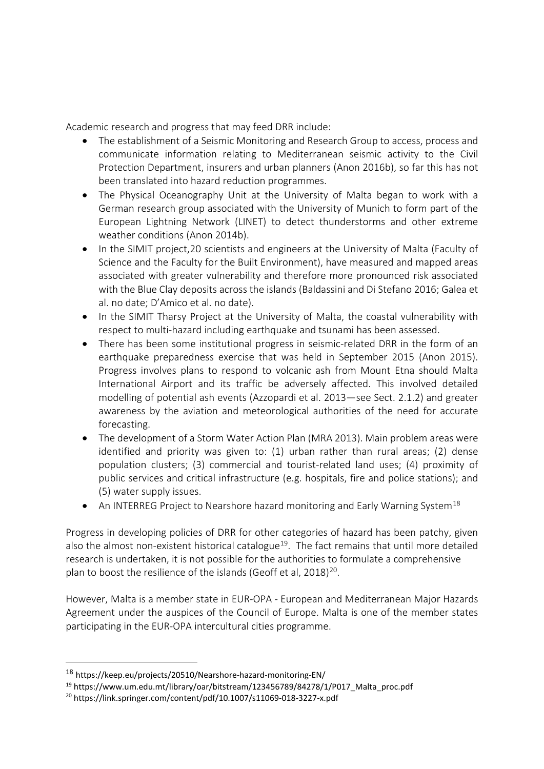Academic research and progress that may feed DRR include:

- The establishment of a Seismic Monitoring and Research Group to access, process and communicate information relating to Mediterranean seismic activity to the Civil Protection Department, insurers and urban planners (Anon 2016b), so far this has not been translated into hazard reduction programmes.
- The Physical Oceanography Unit at the University of Malta began to work with a German research group associated with the University of Munich to form part of the European Lightning Network (LINET) to detect thunderstorms and other extreme weather conditions (Anon 2014b).
- In the SIMIT project,20 scientists and engineers at the University of Malta (Faculty of Science and the Faculty for the Built Environment), have measured and mapped areas associated with greater vulnerability and therefore more pronounced risk associated with the Blue Clay deposits across the islands (Baldassini and Di Stefano 2016; Galea et al. no date; D'Amico et al. no date).
- In the SIMIT Tharsy Project at the University of Malta, the coastal vulnerability with respect to multi-hazard including earthquake and tsunami has been assessed.
- There has been some institutional progress in seismic-related DRR in the form of an earthquake preparedness exercise that was held in September 2015 (Anon 2015). Progress involves plans to respond to volcanic ash from Mount Etna should Malta International Airport and its traffic be adversely affected. This involved detailed modelling of potential ash events (Azzopardi et al. 2013—see Sect. 2.1.2) and greater awareness by the aviation and meteorological authorities of the need for accurate forecasting.
- The development of a Storm Water Action Plan (MRA 2013). Main problem areas were identified and priority was given to: (1) urban rather than rural areas; (2) dense population clusters; (3) commercial and tourist-related land uses; (4) proximity of public services and critical infrastructure (e.g. hospitals, fire and police stations); and (5) water supply issues.
- An INTERREG Project to Nearshore hazard monitoring and Early Warning System[18]

Progress in developing policies of DRR for other categories of hazard has been patchy, given also the almost non-existent historical catalogue[19]. The fact remains that until more detailed research is undertaken, it is not possible for the authorities to formulate a comprehensive plan to boost the resilience of the islands (Geoff et al, 2018)[20].

However, Malta is a member state in EUR-OPA - European and Mediterranean Major Hazards Agreement under the auspices of the Council of Europe. Malta is one of the member states participating in the EUR-OPA intercultural cities programme.

---

[18] https://keep.eu/projects/20510/Nearshore-hazard-monitoring-EN/

[19] https://www.um.edu.mt/library/oar/bitstream/123456789/84278/1/P017_Malta_proc.pdf

[20] https://link.springer.com/content/pdf/10.1007/s11069-018-3227-x.pdf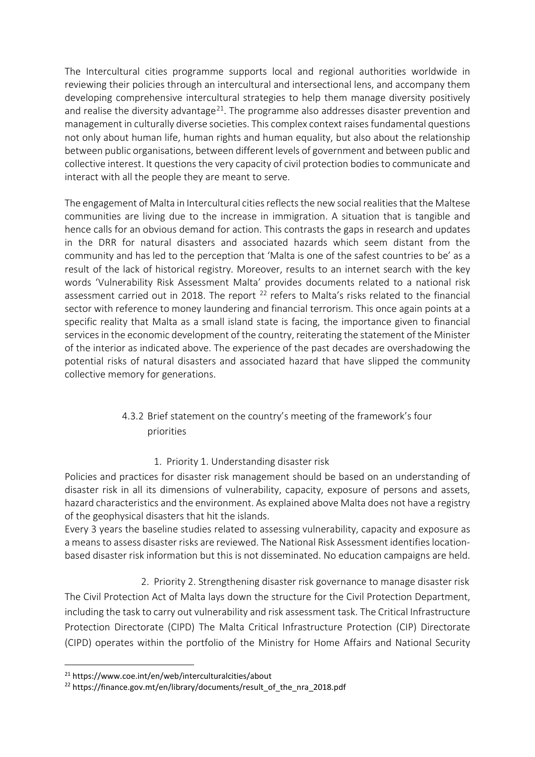The Intercultural cities programme supports local and regional authorities worldwide in reviewing their policies through an intercultural and intersectional lens, and accompany them developing comprehensive intercultural strategies to help them manage diversity positively and realise the diversity advantage[21]. The programme also addresses disaster prevention and management in culturally diverse societies. This complex context raises fundamental questions not only about human life, human rights and human equality, but also about the relationship between public organisations, between different levels of government and between public and collective interest. It questions the very capacity of civil protection bodies to communicate and interact with all the people they are meant to serve.

The engagement of Malta in Intercultural cities reflects the new social realities that the Maltese communities are living due to the increase in immigration. A situation that is tangible and hence calls for an obvious demand for action. This contrasts the gaps in research and updates in the DRR for natural disasters and associated hazards which seem distant from the community and has led to the perception that 'Malta is one of the safest countries to be' as a result of the lack of historical registry. Moreover, results to an internet search with the key words 'Vulnerability Risk Assessment Malta' provides documents related to a national risk assessment carried out in 2018. The report [22] refers to Malta's risks related to the financial sector with reference to money laundering and financial terrorism. This once again points at a specific reality that Malta as a small island state is facing, the importance given to financial services in the economic development of the country, reiterating the statement of the Minister of the interior as indicated above. The experience of the past decades are overshadowing the potential risks of natural disasters and associated hazard that have slipped the community collective memory for generations.

### 4.3.2 Brief statement on the country's meeting of the framework's four priorities

1. Priority 1. Understanding disaster risk

Policies and practices for disaster risk management should be based on an understanding of disaster risk in all its dimensions of vulnerability, capacity, exposure of persons and assets, hazard characteristics and the environment. As explained above Malta does not have a registry of the geophysical disasters that hit the islands.

Every 3 years the baseline studies related to assessing vulnerability, capacity and exposure as a means to assess disaster risks are reviewed. The National Risk Assessment identifies location-based disaster risk information but this is not disseminated. No education campaigns are held.

2. Priority 2. Strengthening disaster risk governance to manage disaster risk

The Civil Protection Act of Malta lays down the structure for the Civil Protection Department, including the task to carry out vulnerability and risk assessment task. The Critical Infrastructure Protection Directorate (CIPD) The Malta Critical Infrastructure Protection (CIP) Directorate (CIPD) operates within the portfolio of the Ministry for Home Affairs and National Security

---

[21] https://www.coe.int/en/web/interculturalcities/about

[22] https://finance.gov.mt/en/library/documents/result_of_the_nra_2018.pdf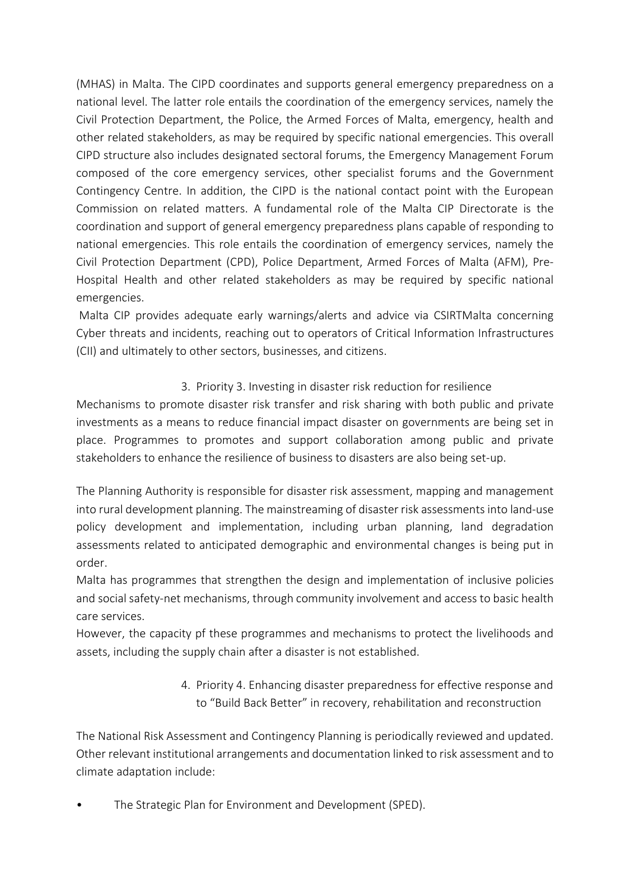(MHAS) in Malta. The CIPD coordinates and supports general emergency preparedness on a national level. The latter role entails the coordination of the emergency services, namely the Civil Protection Department, the Police, the Armed Forces of Malta, emergency, health and other related stakeholders, as may be required by specific national emergencies. This overall CIPD structure also includes designated sectoral forums, the Emergency Management Forum composed of the core emergency services, other specialist forums and the Government Contingency Centre. In addition, the CIPD is the national contact point with the European Commission on related matters. A fundamental role of the Malta CIP Directorate is the coordination and support of general emergency preparedness plans capable of responding to national emergencies. This role entails the coordination of emergency services, namely the Civil Protection Department (CPD), Police Department, Armed Forces of Malta (AFM), Pre-Hospital Health and other related stakeholders as may be required by specific national emergencies.

Malta CIP provides adequate early warnings/alerts and advice via CSIRTMalta concerning Cyber threats and incidents, reaching out to operators of Critical Information Infrastructures (CII) and ultimately to other sectors, businesses, and citizens.

3. Priority 3. Investing in disaster risk reduction for resilience

Mechanisms to promote disaster risk transfer and risk sharing with both public and private investments as a means to reduce financial impact disaster on governments are being set in place. Programmes to promotes and support collaboration among public and private stakeholders to enhance the resilience of business to disasters are also being set-up.

The Planning Authority is responsible for disaster risk assessment, mapping and management into rural development planning. The mainstreaming of disaster risk assessments into land-use policy development and implementation, including urban planning, land degradation assessments related to anticipated demographic and environmental changes is being put in order.

Malta has programmes that strengthen the design and implementation of inclusive policies and social safety-net mechanisms, through community involvement and access to basic health care services.

However, the capacity pf these programmes and mechanisms to protect the livelihoods and assets, including the supply chain after a disaster is not established.

4. Priority 4. Enhancing disaster preparedness for effective response and to "Build Back Better" in recovery, rehabilitation and reconstruction

The National Risk Assessment and Contingency Planning is periodically reviewed and updated. Other relevant institutional arrangements and documentation linked to risk assessment and to climate adaptation include:

- The Strategic Plan for Environment and Development (SPED).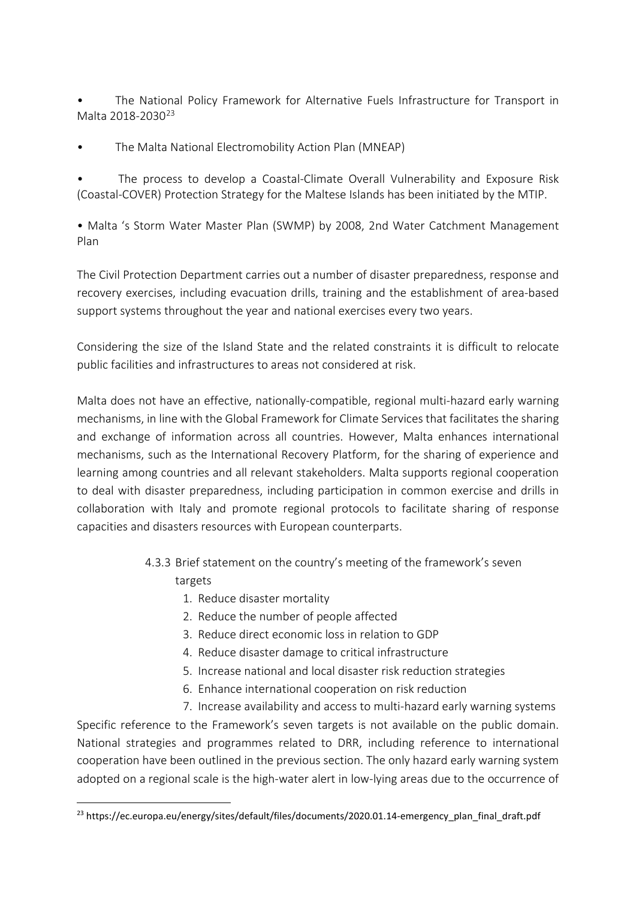- The National Policy Framework for Alternative Fuels Infrastructure for Transport in Malta 2018-2030[23]

- The Malta National Electromobility Action Plan (MNEAP)

- The process to develop a Coastal-Climate Overall Vulnerability and Exposure Risk (Coastal-COVER) Protection Strategy for the Maltese Islands has been initiated by the MTIP.

- Malta 's Storm Water Master Plan (SWMP) by 2008, 2nd Water Catchment Management Plan

The Civil Protection Department carries out a number of disaster preparedness, response and recovery exercises, including evacuation drills, training and the establishment of area-based support systems throughout the year and national exercises every two years.

Considering the size of the Island State and the related constraints it is difficult to relocate public facilities and infrastructures to areas not considered at risk.

Malta does not have an effective, nationally-compatible, regional multi-hazard early warning mechanisms, in line with the Global Framework for Climate Services that facilitates the sharing and exchange of information across all countries. However, Malta enhances international mechanisms, such as the International Recovery Platform, for the sharing of experience and learning among countries and all relevant stakeholders. Malta supports regional cooperation to deal with disaster preparedness, including participation in common exercise and drills in collaboration with Italy and promote regional protocols to facilitate sharing of response capacities and disasters resources with European counterparts.

### 4.3.3 Brief statement on the country's meeting of the framework's seven targets

1. Reduce disaster mortality
2. Reduce the number of people affected
3. Reduce direct economic loss in relation to GDP
4. Reduce disaster damage to critical infrastructure
5. Increase national and local disaster risk reduction strategies
6. Enhance international cooperation on risk reduction
7. Increase availability and access to multi-hazard early warning systems

Specific reference to the Framework's seven targets is not available on the public domain. National strategies and programmes related to DRR, including reference to international cooperation have been outlined in the previous section. The only hazard early warning system adopted on a regional scale is the high-water alert in low-lying areas due to the occurrence of

[23] https://ec.europa.eu/energy/sites/default/files/documents/2020.01.14-emergency_plan_final_draft.pdf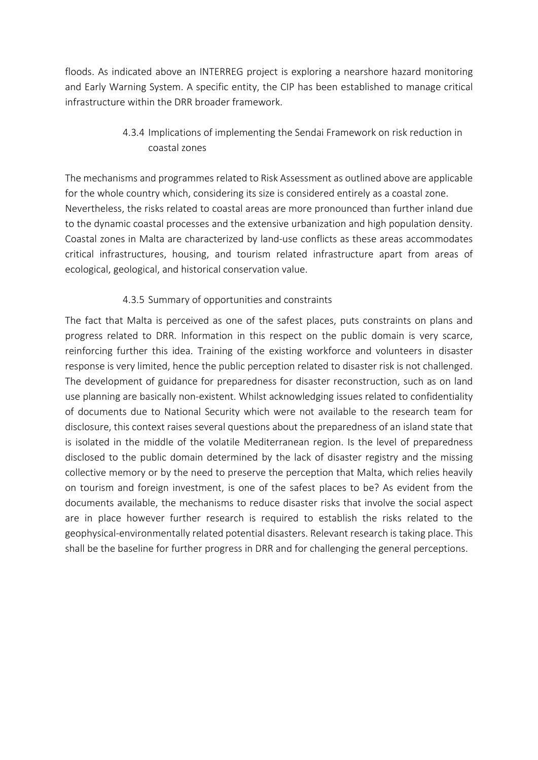floods. As indicated above an INTERREG project is exploring a nearshore hazard monitoring and Early Warning System. A specific entity, the CIP has been established to manage critical infrastructure within the DRR broader framework.

#### 4.3.4 Implications of implementing the Sendai Framework on risk reduction in coastal zones

The mechanisms and programmes related to Risk Assessment as outlined above are applicable for the whole country which, considering its size is considered entirely as a coastal zone. Nevertheless, the risks related to coastal areas are more pronounced than further inland due to the dynamic coastal processes and the extensive urbanization and high population density. Coastal zones in Malta are characterized by land-use conflicts as these areas accommodates critical infrastructures, housing, and tourism related infrastructure apart from areas of ecological, geological, and historical conservation value.

#### 4.3.5 Summary of opportunities and constraints

The fact that Malta is perceived as one of the safest places, puts constraints on plans and progress related to DRR. Information in this respect on the public domain is very scarce, reinforcing further this idea. Training of the existing workforce and volunteers in disaster response is very limited, hence the public perception related to disaster risk is not challenged. The development of guidance for preparedness for disaster reconstruction, such as on land use planning are basically non-existent. Whilst acknowledging issues related to confidentiality of documents due to National Security which were not available to the research team for disclosure, this context raises several questions about the preparedness of an island state that is isolated in the middle of the volatile Mediterranean region. Is the level of preparedness disclosed to the public domain determined by the lack of disaster registry and the missing collective memory or by the need to preserve the perception that Malta, which relies heavily on tourism and foreign investment, is one of the safest places to be? As evident from the documents available, the mechanisms to reduce disaster risks that involve the social aspect are in place however further research is required to establish the risks related to the geophysical-environmentally related potential disasters. Relevant research is taking place. This shall be the baseline for further progress in DRR and for challenging the general perceptions.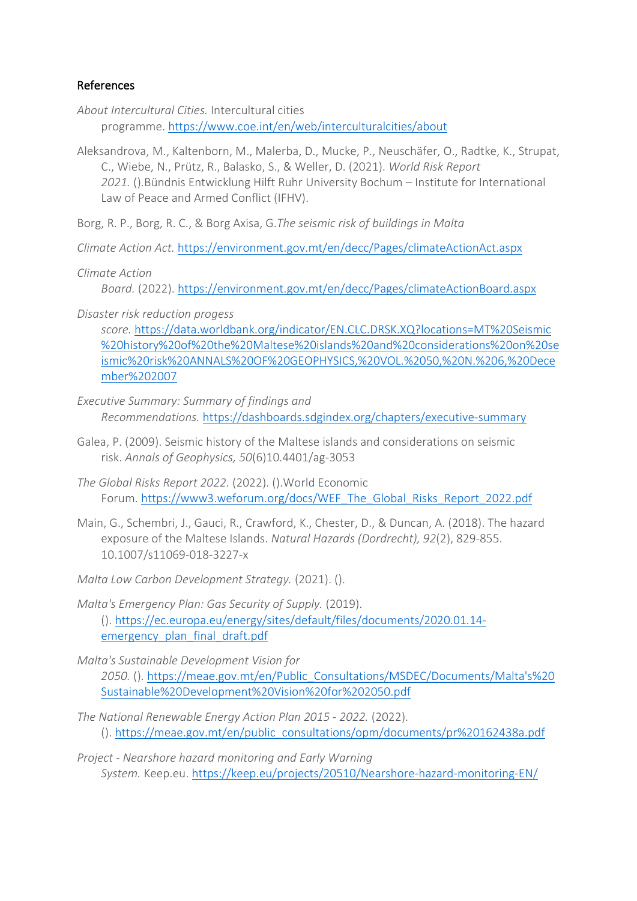## References

*About Intercultural Cities.* Intercultural cities programme. https://www.coe.int/en/web/interculturalcities/about

Aleksandrova, M., Kaltenborn, M., Malerba, D., Mucke, P., Neuschäfer, O., Radtke, K., Strupat, C., Wiebe, N., Prütz, R., Balasko, S., & Weller, D. (2021). *World Risk Report 2021.* ().Bündnis Entwicklung Hilft Ruhr University Bochum – Institute for International Law of Peace and Armed Conflict (IFHV).

Borg, R. P., Borg, R. C., & Borg Axisa, G.*The seismic risk of buildings in Malta*

*Climate Action Act.* https://environment.gov.mt/en/decc/Pages/climateActionAct.aspx

*Climate Action Board.* (2022). https://environment.gov.mt/en/decc/Pages/climateActionBoard.aspx

*Disaster risk reduction progess score.* https://data.worldbank.org/indicator/EN.CLC.DRSK.XQ?locations=MT%20Seismic%20history%20of%20the%20Maltese%20islands%20and%20considerations%20on%20seismic%20risk%20ANNALS%20OF%20GEOPHYSICS,%20VOL.%2050,%20N.%206,%20December%202007

*Executive Summary: Summary of findings and Recommendations.* https://dashboards.sdgindex.org/chapters/executive-summary

Galea, P. (2009). Seismic history of the Maltese islands and considerations on seismic risk. *Annals of Geophysics, 50*(6)10.4401/ag-3053

*The Global Risks Report 2022.* (2022). ().World Economic Forum. https://www3.weforum.org/docs/WEF_The_Global_Risks_Report_2022.pdf

Main, G., Schembri, J., Gauci, R., Crawford, K., Chester, D., & Duncan, A. (2018). The hazard exposure of the Maltese Islands. *Natural Hazards (Dordrecht), 92*(2), 829-855. 10.1007/s11069-018-3227-x

*Malta Low Carbon Development Strategy.* (2021). ().

*Malta's Emergency Plan: Gas Security of Supply.* (2019). (). https://ec.europa.eu/energy/sites/default/files/documents/2020.01.14-emergency_plan_final_draft.pdf

*Malta's Sustainable Development Vision for 2050.* (). https://meae.gov.mt/en/Public_Consultations/MSDEC/Documents/Malta's%20Sustainable%20Development%20Vision%20for%202050.pdf

*The National Renewable Energy Action Plan 2015 - 2022.* (2022). (). https://meae.gov.mt/en/public_consultations/opm/documents/pr%20162438a.pdf

*Project - Nearshore hazard monitoring and Early Warning System.* Keep.eu. https://keep.eu/projects/20510/Nearshore-hazard-monitoring-EN/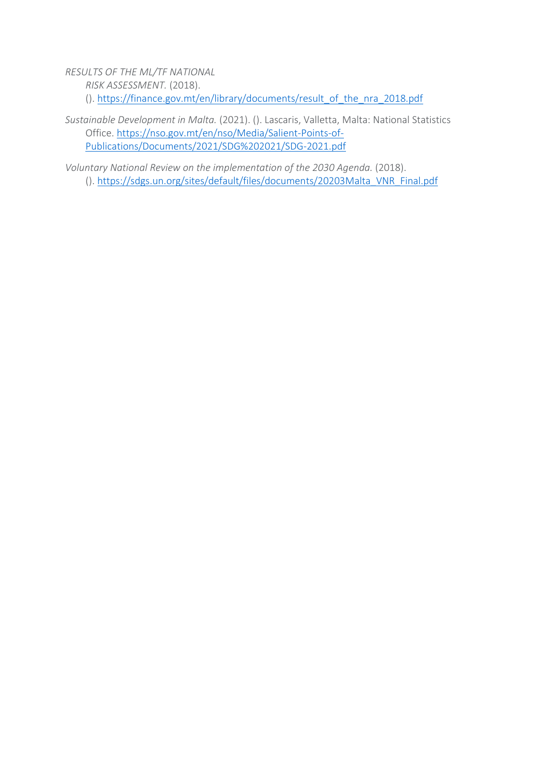*RESULTS OF THE ML/TF NATIONAL RISK ASSESSMENT.* (2018). (). https://finance.gov.mt/en/library/documents/result_of_the_nra_2018.pdf

*Sustainable Development in Malta.* (2021). (). Lascaris, Valletta, Malta: National Statistics Office. https://nso.gov.mt/en/nso/Media/Salient-Points-of-Publications/Documents/2021/SDG%202021/SDG-2021.pdf

*Voluntary National Review on the implementation of the 2030 Agenda.* (2018). (). https://sdgs.un.org/sites/default/files/documents/20203Malta_VNR_Final.pdf